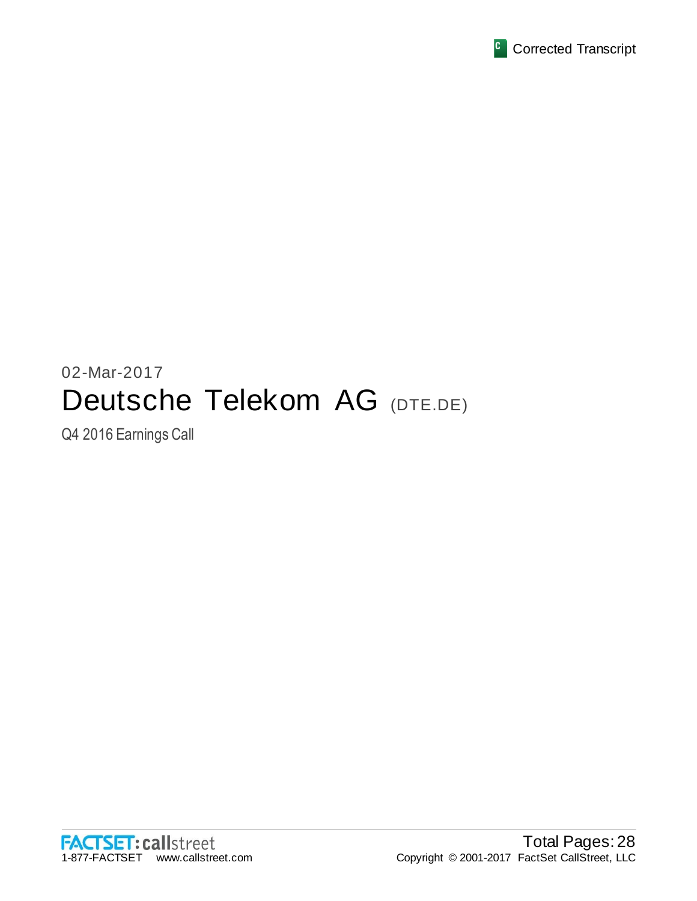Corrected Transcript

02-Mar-2017

# Deutsche Telekom AG (DTE.DE)

Q4 2016 Earnings Call

FACTSET: callstreet
1-877-FACTSET www.callstreet.com

Total Pages: 28
Copyright © 2001-2017 FactSet CallStreet, LLC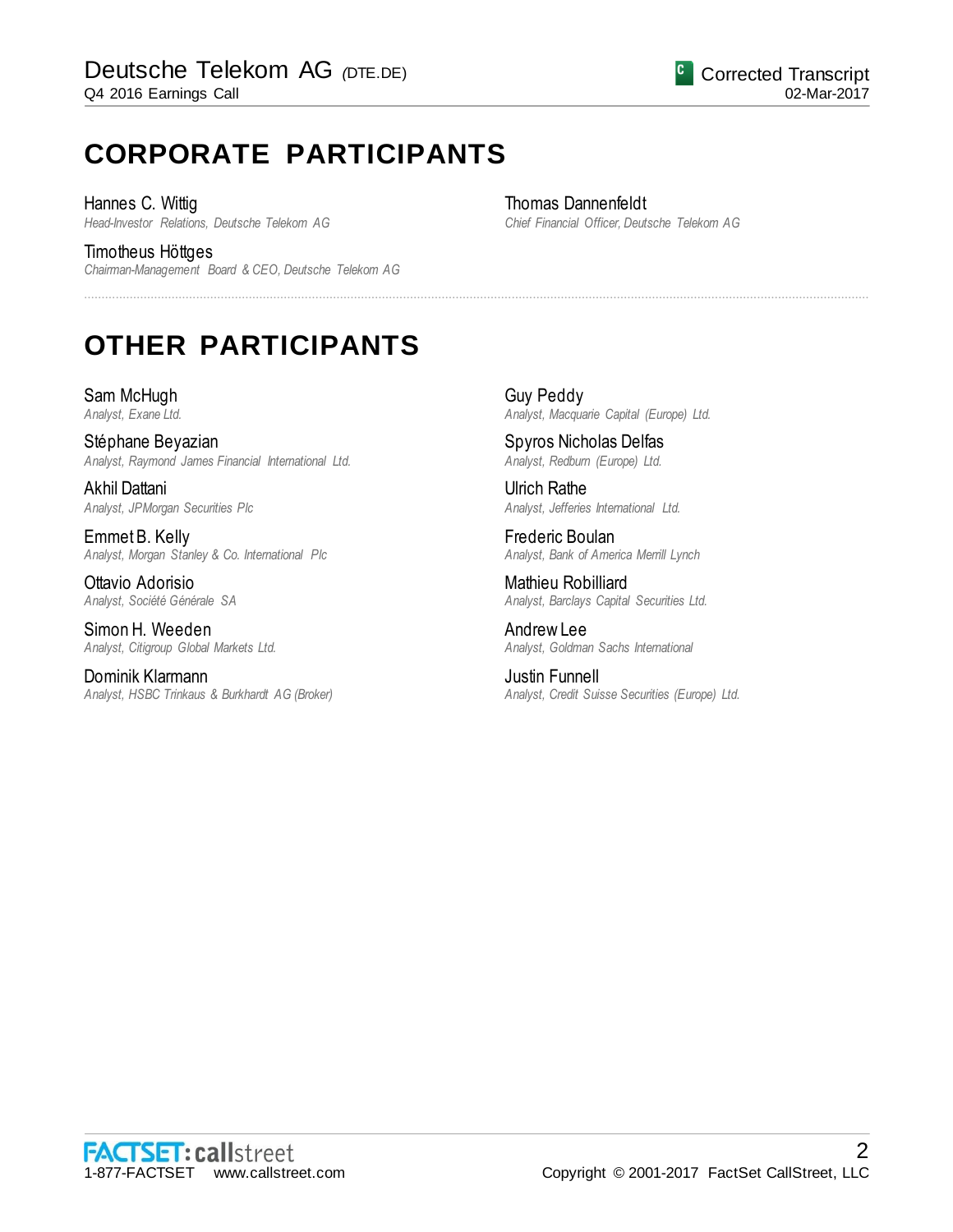# CORPORATE PARTICIPANTS

Hannes C. Wittig
*Head-Investor Relations, Deutsche Telekom AG*

Timotheus Höttges
*Chairman-Management Board & CEO, Deutsche Telekom AG*

Thomas Dannenfeldt
*Chief Financial Officer, Deutsche Telekom AG*

# OTHER PARTICIPANTS

Sam McHugh
*Analyst, Exane Ltd.*

Stéphane Beyazian
*Analyst, Raymond James Financial International Ltd.*

Akhil Dattani
*Analyst, JPMorgan Securities Plc*

Emmet B. Kelly
*Analyst, Morgan Stanley & Co. International Plc*

Ottavio Adorisio
*Analyst, Société Générale SA*

Simon H. Weeden
*Analyst, Citigroup Global Markets Ltd.*

Dominik Klarmann
*Analyst, HSBC Trinkaus & Burkhardt AG (Broker)*

Guy Peddy
*Analyst, Macquarie Capital (Europe) Ltd.*

Spyros Nicholas Delfas
*Analyst, Redburn (Europe) Ltd.*

Ulrich Rathe
*Analyst, Jefferies International Ltd.*

Frederic Boulan
*Analyst, Bank of America Merrill Lynch*

Mathieu Robilliard
*Analyst, Barclays Capital Securities Ltd.*

Andrew Lee
*Analyst, Goldman Sachs International*

Justin Funnell
*Analyst, Credit Suisse Securities (Europe) Ltd.*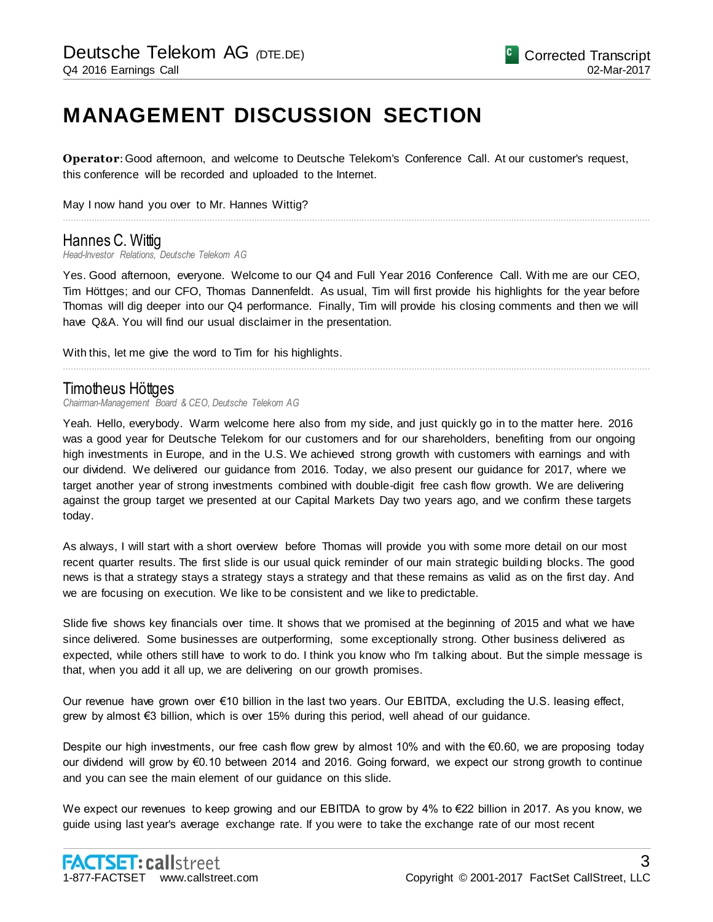# MANAGEMENT DISCUSSION SECTION

**Operator**: Good afternoon, and welcome to Deutsche Telekom's Conference Call. At our customer's request, this conference will be recorded and uploaded to the Internet.

May I now hand you over to Mr. Hannes Wittig?

---

## Hannes C. Wittig

*Head-Investor Relations, Deutsche Telekom AG*

Yes. Good afternoon, everyone. Welcome to our Q4 and Full Year 2016 Conference Call. With me are our CEO, Tim Höttges; and our CFO, Thomas Dannenfeldt. As usual, Tim will first provide his highlights for the year before Thomas will dig deeper into our Q4 performance. Finally, Tim will provide his closing comments and then we will have Q&A. You will find our usual disclaimer in the presentation.

With this, let me give the word to Tim for his highlights.

---

## Timotheus Höttges

*Chairman-Management Board & CEO, Deutsche Telekom AG*

Yeah. Hello, everybody. Warm welcome here also from my side, and just quickly go in to the matter here. 2016 was a good year for Deutsche Telekom for our customers and for our shareholders, benefiting from our ongoing high investments in Europe, and in the U.S. We achieved strong growth with customers with earnings and with our dividend. We delivered our guidance from 2016. Today, we also present our guidance for 2017, where we target another year of strong investments combined with double-digit free cash flow growth. We are delivering against the group target we presented at our Capital Markets Day two years ago, and we confirm these targets today.

As always, I will start with a short overview before Thomas will provide you with some more detail on our most recent quarter results. The first slide is our usual quick reminder of our main strategic building blocks. The good news is that a strategy stays a strategy stays a strategy and that these remains as valid as on the first day. And we are focusing on execution. We like to be consistent and we like to predictable.

Slide five shows key financials over time. It shows that we promised at the beginning of 2015 and what we have since delivered. Some businesses are outperforming, some exceptionally strong. Other business delivered as expected, while others still have to work to do. I think you know who I'm talking about. But the simple message is that, when you add it all up, we are delivering on our growth promises.

Our revenue have grown over €10 billion in the last two years. Our EBITDA, excluding the U.S. leasing effect, grew by almost €3 billion, which is over 15% during this period, well ahead of our guidance.

Despite our high investments, our free cash flow grew by almost 10% and with the €0.60, we are proposing today our dividend will grow by €0.10 between 2014 and 2016. Going forward, we expect our strong growth to continue and you can see the main element of our guidance on this slide.

We expect our revenues to keep growing and our EBITDA to grow by 4% to €22 billion in 2017. As you know, we guide using last year's average exchange rate. If you were to take the exchange rate of our most recent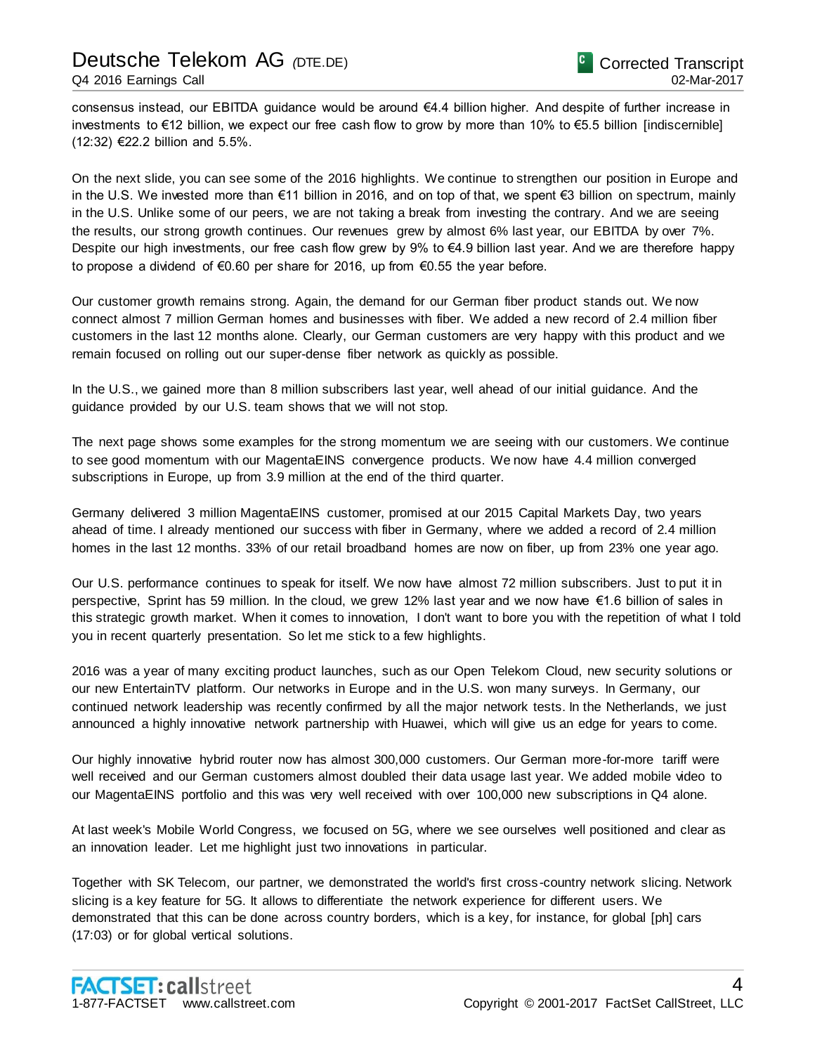consensus instead, our EBITDA guidance would be around €4.4 billion higher. And despite of further increase in investments to €12 billion, we expect our free cash flow to grow by more than 10% to €5.5 billion [indiscernible] (12:32) €22.2 billion and 5.5%.

On the next slide, you can see some of the 2016 highlights. We continue to strengthen our position in Europe and in the U.S. We invested more than €11 billion in 2016, and on top of that, we spent €3 billion on spectrum, mainly in the U.S. Unlike some of our peers, we are not taking a break from investing the contrary. And we are seeing the results, our strong growth continues. Our revenues grew by almost 6% last year, our EBITDA by over 7%. Despite our high investments, our free cash flow grew by 9% to €4.9 billion last year. And we are therefore happy to propose a dividend of €0.60 per share for 2016, up from €0.55 the year before.

Our customer growth remains strong. Again, the demand for our German fiber product stands out. We now connect almost 7 million German homes and businesses with fiber. We added a new record of 2.4 million fiber customers in the last 12 months alone. Clearly, our German customers are very happy with this product and we remain focused on rolling out our super-dense fiber network as quickly as possible.

In the U.S., we gained more than 8 million subscribers last year, well ahead of our initial guidance. And the guidance provided by our U.S. team shows that we will not stop.

The next page shows some examples for the strong momentum we are seeing with our customers. We continue to see good momentum with our MagentaEINS convergence products. We now have 4.4 million converged subscriptions in Europe, up from 3.9 million at the end of the third quarter.

Germany delivered 3 million MagentaEINS customer, promised at our 2015 Capital Markets Day, two years ahead of time. I already mentioned our success with fiber in Germany, where we added a record of 2.4 million homes in the last 12 months. 33% of our retail broadband homes are now on fiber, up from 23% one year ago.

Our U.S. performance continues to speak for itself. We now have almost 72 million subscribers. Just to put it in perspective, Sprint has 59 million. In the cloud, we grew 12% last year and we now have €1.6 billion of sales in this strategic growth market. When it comes to innovation, I don't want to bore you with the repetition of what I told you in recent quarterly presentation. So let me stick to a few highlights.

2016 was a year of many exciting product launches, such as our Open Telekom Cloud, new security solutions or our new EntertainTV platform. Our networks in Europe and in the U.S. won many surveys. In Germany, our continued network leadership was recently confirmed by all the major network tests. In the Netherlands, we just announced a highly innovative network partnership with Huawei, which will give us an edge for years to come.

Our highly innovative hybrid router now has almost 300,000 customers. Our German more-for-more tariff were well received and our German customers almost doubled their data usage last year. We added mobile video to our MagentaEINS portfolio and this was very well received with over 100,000 new subscriptions in Q4 alone.

At last week's Mobile World Congress, we focused on 5G, where we see ourselves well positioned and clear as an innovation leader. Let me highlight just two innovations in particular.

Together with SK Telecom, our partner, we demonstrated the world's first cross-country network slicing. Network slicing is a key feature for 5G. It allows to differentiate the network experience for different users. We demonstrated that this can be done across country borders, which is a key, for instance, for global [ph] cars (17:03) or for global vertical solutions.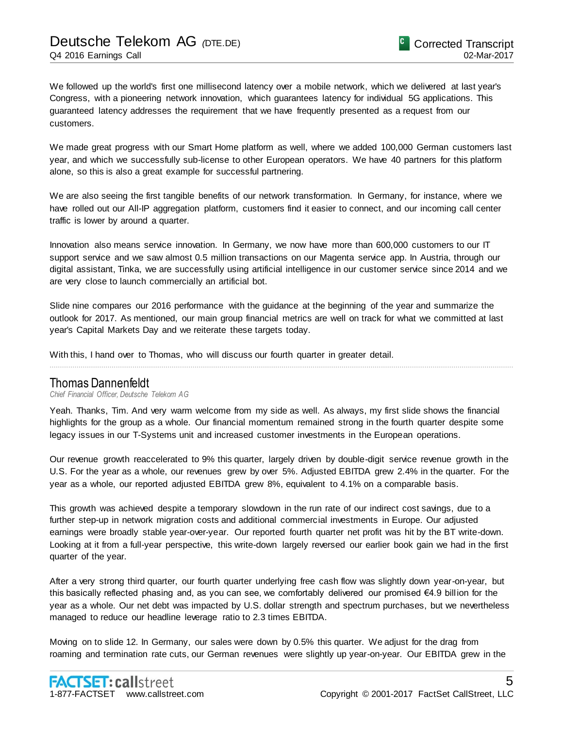We followed up the world's first one millisecond latency over a mobile network, which we delivered at last year's Congress, with a pioneering network innovation, which guarantees latency for individual 5G applications. This guaranteed latency addresses the requirement that we have frequently presented as a request from our customers.

We made great progress with our Smart Home platform as well, where we added 100,000 German customers last year, and which we successfully sub-license to other European operators. We have 40 partners for this platform alone, so this is also a great example for successful partnering.

We are also seeing the first tangible benefits of our network transformation. In Germany, for instance, where we have rolled out our All-IP aggregation platform, customers find it easier to connect, and our incoming call center traffic is lower by around a quarter.

Innovation also means service innovation. In Germany, we now have more than 600,000 customers to our IT support service and we saw almost 0.5 million transactions on our Magenta service app. In Austria, through our digital assistant, Tinka, we are successfully using artificial intelligence in our customer service since 2014 and we are very close to launch commercially an artificial bot.

Slide nine compares our 2016 performance with the guidance at the beginning of the year and summarize the outlook for 2017. As mentioned, our main group financial metrics are well on track for what we committed at last year's Capital Markets Day and we reiterate these targets today.

With this, I hand over to Thomas, who will discuss our fourth quarter in greater detail.

---

## Thomas Dannenfeldt

*Chief Financial Officer, Deutsche Telekom AG*

Yeah. Thanks, Tim. And very warm welcome from my side as well. As always, my first slide shows the financial highlights for the group as a whole. Our financial momentum remained strong in the fourth quarter despite some legacy issues in our T-Systems unit and increased customer investments in the European operations.

Our revenue growth reaccelerated to 9% this quarter, largely driven by double-digit service revenue growth in the U.S. For the year as a whole, our revenues grew by over 5%. Adjusted EBITDA grew 2.4% in the quarter. For the year as a whole, our reported adjusted EBITDA grew 8%, equivalent to 4.1% on a comparable basis.

This growth was achieved despite a temporary slowdown in the run rate of our indirect cost savings, due to a further step-up in network migration costs and additional commercial investments in Europe. Our adjusted earnings were broadly stable year-over-year. Our reported fourth quarter net profit was hit by the BT write-down. Looking at it from a full-year perspective, this write-down largely reversed our earlier book gain we had in the first quarter of the year.

After a very strong third quarter, our fourth quarter underlying free cash flow was slightly down year-on-year, but this basically reflected phasing and, as you can see, we comfortably delivered our promised €4.9 billion for the year as a whole. Our net debt was impacted by U.S. dollar strength and spectrum purchases, but we nevertheless managed to reduce our headline leverage ratio to 2.3 times EBITDA.

Moving on to slide 12. In Germany, our sales were down by 0.5% this quarter. We adjust for the drag from roaming and termination rate cuts, our German revenues were slightly up year-on-year. Our EBITDA grew in the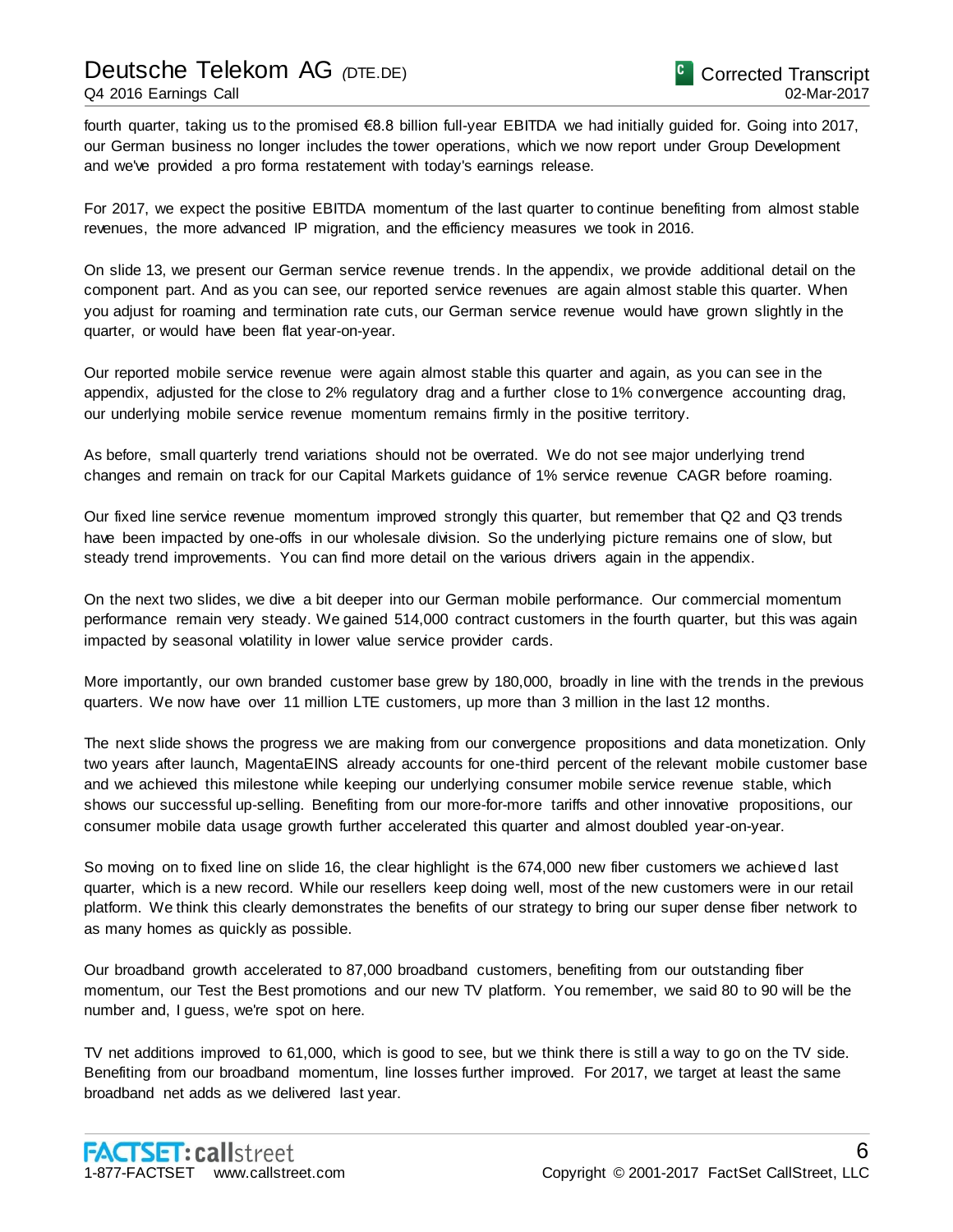fourth quarter, taking us to the promised €8.8 billion full-year EBITDA we had initially guided for. Going into 2017, our German business no longer includes the tower operations, which we now report under Group Development and we've provided a pro forma restatement with today's earnings release.

For 2017, we expect the positive EBITDA momentum of the last quarter to continue benefiting from almost stable revenues, the more advanced IP migration, and the efficiency measures we took in 2016.

On slide 13, we present our German service revenue trends. In the appendix, we provide additional detail on the component part. And as you can see, our reported service revenues are again almost stable this quarter. When you adjust for roaming and termination rate cuts, our German service revenue would have grown slightly in the quarter, or would have been flat year-on-year.

Our reported mobile service revenue were again almost stable this quarter and again, as you can see in the appendix, adjusted for the close to 2% regulatory drag and a further close to 1% convergence accounting drag, our underlying mobile service revenue momentum remains firmly in the positive territory.

As before, small quarterly trend variations should not be overrated. We do not see major underlying trend changes and remain on track for our Capital Markets guidance of 1% service revenue CAGR before roaming.

Our fixed line service revenue momentum improved strongly this quarter, but remember that Q2 and Q3 trends have been impacted by one-offs in our wholesale division. So the underlying picture remains one of slow, but steady trend improvements. You can find more detail on the various drivers again in the appendix.

On the next two slides, we dive a bit deeper into our German mobile performance. Our commercial momentum performance remain very steady. We gained 514,000 contract customers in the fourth quarter, but this was again impacted by seasonal volatility in lower value service provider cards.

More importantly, our own branded customer base grew by 180,000, broadly in line with the trends in the previous quarters. We now have over 11 million LTE customers, up more than 3 million in the last 12 months.

The next slide shows the progress we are making from our convergence propositions and data monetization. Only two years after launch, MagentaEINS already accounts for one-third percent of the relevant mobile customer base and we achieved this milestone while keeping our underlying consumer mobile service revenue stable, which shows our successful up-selling. Benefiting from our more-for-more tariffs and other innovative propositions, our consumer mobile data usage growth further accelerated this quarter and almost doubled year-on-year.

So moving on to fixed line on slide 16, the clear highlight is the 674,000 new fiber customers we achieved last quarter, which is a new record. While our resellers keep doing well, most of the new customers were in our retail platform. We think this clearly demonstrates the benefits of our strategy to bring our super dense fiber network to as many homes as quickly as possible.

Our broadband growth accelerated to 87,000 broadband customers, benefiting from our outstanding fiber momentum, our Test the Best promotions and our new TV platform. You remember, we said 80 to 90 will be the number and, I guess, we're spot on here.

TV net additions improved to 61,000, which is good to see, but we think there is still a way to go on the TV side. Benefiting from our broadband momentum, line losses further improved. For 2017, we target at least the same broadband net adds as we delivered last year.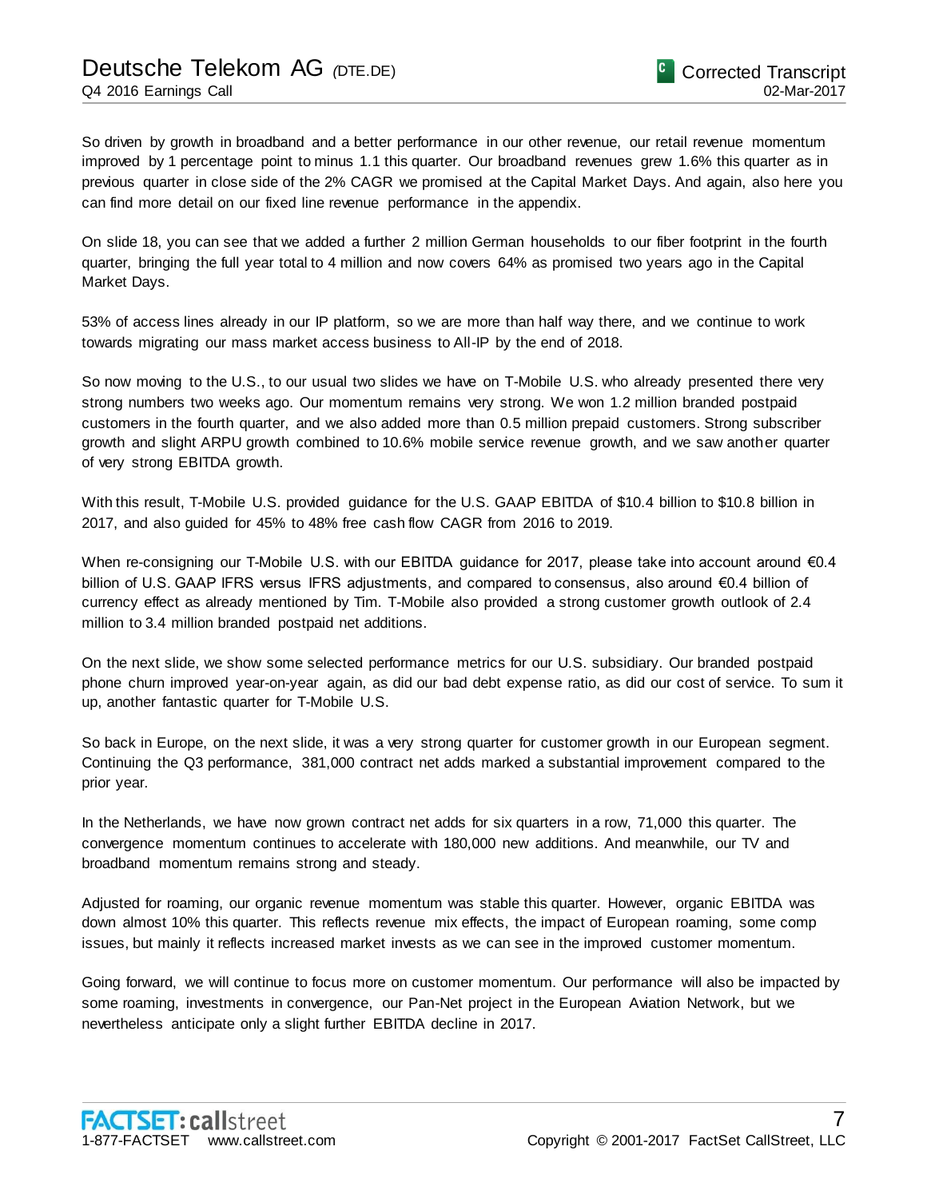So driven by growth in broadband and a better performance in our other revenue, our retail revenue momentum improved by 1 percentage point to minus 1.1 this quarter. Our broadband revenues grew 1.6% this quarter as in previous quarter in close side of the 2% CAGR we promised at the Capital Market Days. And again, also here you can find more detail on our fixed line revenue performance in the appendix.

On slide 18, you can see that we added a further 2 million German households to our fiber footprint in the fourth quarter, bringing the full year total to 4 million and now covers 64% as promised two years ago in the Capital Market Days.

53% of access lines already in our IP platform, so we are more than half way there, and we continue to work towards migrating our mass market access business to All-IP by the end of 2018.

So now moving to the U.S., to our usual two slides we have on T-Mobile U.S. who already presented there very strong numbers two weeks ago. Our momentum remains very strong. We won 1.2 million branded postpaid customers in the fourth quarter, and we also added more than 0.5 million prepaid customers. Strong subscriber growth and slight ARPU growth combined to 10.6% mobile service revenue growth, and we saw another quarter of very strong EBITDA growth.

With this result, T-Mobile U.S. provided guidance for the U.S. GAAP EBITDA of $10.4 billion to $10.8 billion in 2017, and also guided for 45% to 48% free cash flow CAGR from 2016 to 2019.

When re-consigning our T-Mobile U.S. with our EBITDA guidance for 2017, please take into account around €0.4 billion of U.S. GAAP IFRS versus IFRS adjustments, and compared to consensus, also around €0.4 billion of currency effect as already mentioned by Tim. T-Mobile also provided a strong customer growth outlook of 2.4 million to 3.4 million branded postpaid net additions.

On the next slide, we show some selected performance metrics for our U.S. subsidiary. Our branded postpaid phone churn improved year-on-year again, as did our bad debt expense ratio, as did our cost of service. To sum it up, another fantastic quarter for T-Mobile U.S.

So back in Europe, on the next slide, it was a very strong quarter for customer growth in our European segment. Continuing the Q3 performance, 381,000 contract net adds marked a substantial improvement compared to the prior year.

In the Netherlands, we have now grown contract net adds for six quarters in a row, 71,000 this quarter. The convergence momentum continues to accelerate with 180,000 new additions. And meanwhile, our TV and broadband momentum remains strong and steady.

Adjusted for roaming, our organic revenue momentum was stable this quarter. However, organic EBITDA was down almost 10% this quarter. This reflects revenue mix effects, the impact of European roaming, some comp issues, but mainly it reflects increased market invests as we can see in the improved customer momentum.

Going forward, we will continue to focus more on customer momentum. Our performance will also be impacted by some roaming, investments in convergence, our Pan-Net project in the European Aviation Network, but we nevertheless anticipate only a slight further EBITDA decline in 2017.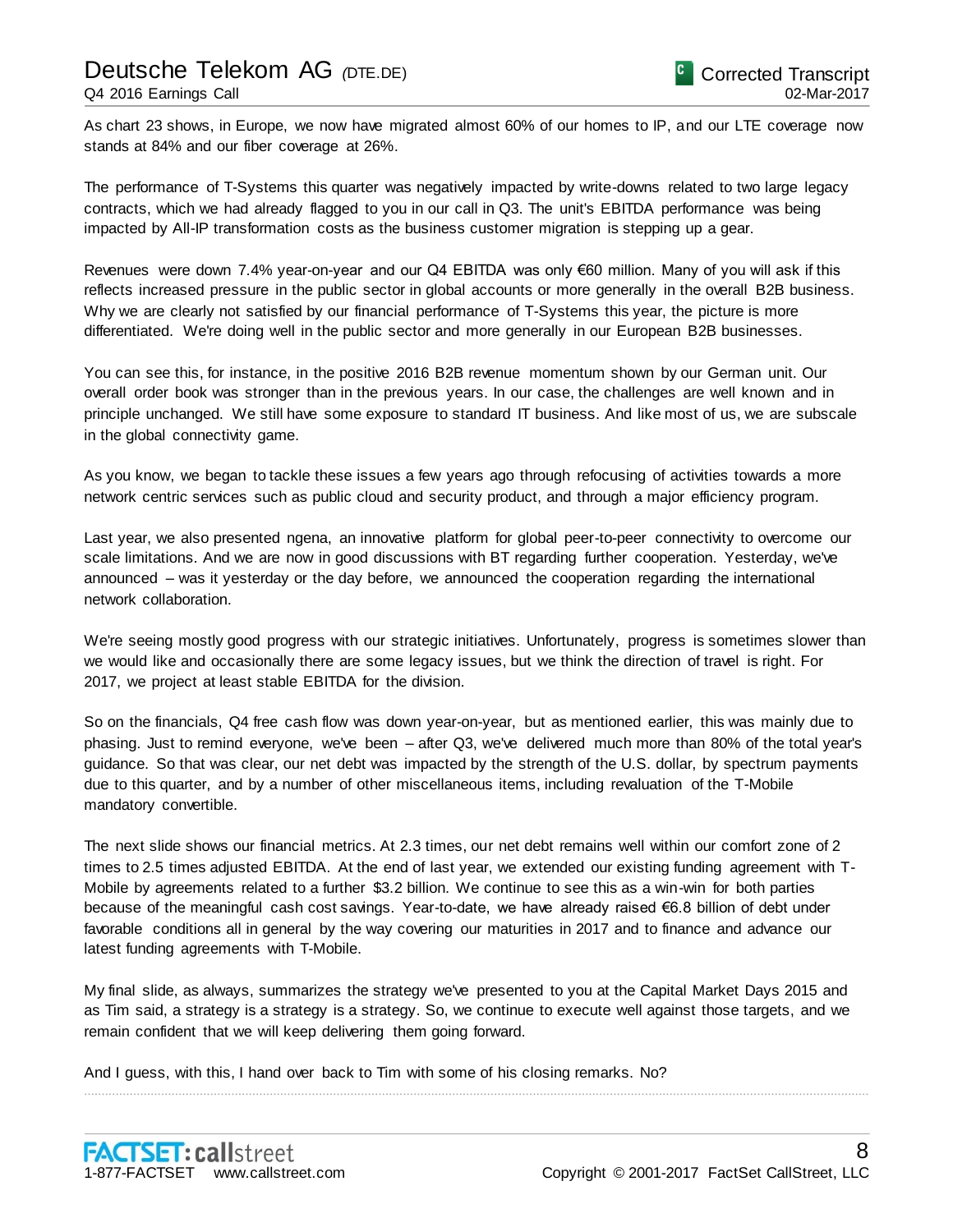As chart 23 shows, in Europe, we now have migrated almost 60% of our homes to IP, and our LTE coverage now stands at 84% and our fiber coverage at 26%.

The performance of T-Systems this quarter was negatively impacted by write-downs related to two large legacy contracts, which we had already flagged to you in our call in Q3. The unit's EBITDA performance was being impacted by All-IP transformation costs as the business customer migration is stepping up a gear.

Revenues were down 7.4% year-on-year and our Q4 EBITDA was only €60 million. Many of you will ask if this reflects increased pressure in the public sector in global accounts or more generally in the overall B2B business. Why we are clearly not satisfied by our financial performance of T-Systems this year, the picture is more differentiated. We're doing well in the public sector and more generally in our European B2B businesses.

You can see this, for instance, in the positive 2016 B2B revenue momentum shown by our German unit. Our overall order book was stronger than in the previous years. In our case, the challenges are well known and in principle unchanged. We still have some exposure to standard IT business. And like most of us, we are subscale in the global connectivity game.

As you know, we began to tackle these issues a few years ago through refocusing of activities towards a more network centric services such as public cloud and security product, and through a major efficiency program.

Last year, we also presented ngena, an innovative platform for global peer-to-peer connectivity to overcome our scale limitations. And we are now in good discussions with BT regarding further cooperation. Yesterday, we've announced – was it yesterday or the day before, we announced the cooperation regarding the international network collaboration.

We're seeing mostly good progress with our strategic initiatives. Unfortunately, progress is sometimes slower than we would like and occasionally there are some legacy issues, but we think the direction of travel is right. For 2017, we project at least stable EBITDA for the division.

So on the financials, Q4 free cash flow was down year-on-year, but as mentioned earlier, this was mainly due to phasing. Just to remind everyone, we've been – after Q3, we've delivered much more than 80% of the total year's guidance. So that was clear, our net debt was impacted by the strength of the U.S. dollar, by spectrum payments due to this quarter, and by a number of other miscellaneous items, including revaluation of the T-Mobile mandatory convertible.

The next slide shows our financial metrics. At 2.3 times, our net debt remains well within our comfort zone of 2 times to 2.5 times adjusted EBITDA. At the end of last year, we extended our existing funding agreement with T-Mobile by agreements related to a further $3.2 billion. We continue to see this as a win-win for both parties because of the meaningful cash cost savings. Year-to-date, we have already raised €6.8 billion of debt under favorable conditions all in general by the way covering our maturities in 2017 and to finance and advance our latest funding agreements with T-Mobile.

My final slide, as always, summarizes the strategy we've presented to you at the Capital Market Days 2015 and as Tim said, a strategy is a strategy is a strategy. So, we continue to execute well against those targets, and we remain confident that we will keep delivering them going forward.

And I guess, with this, I hand over back to Tim with some of his closing remarks. No?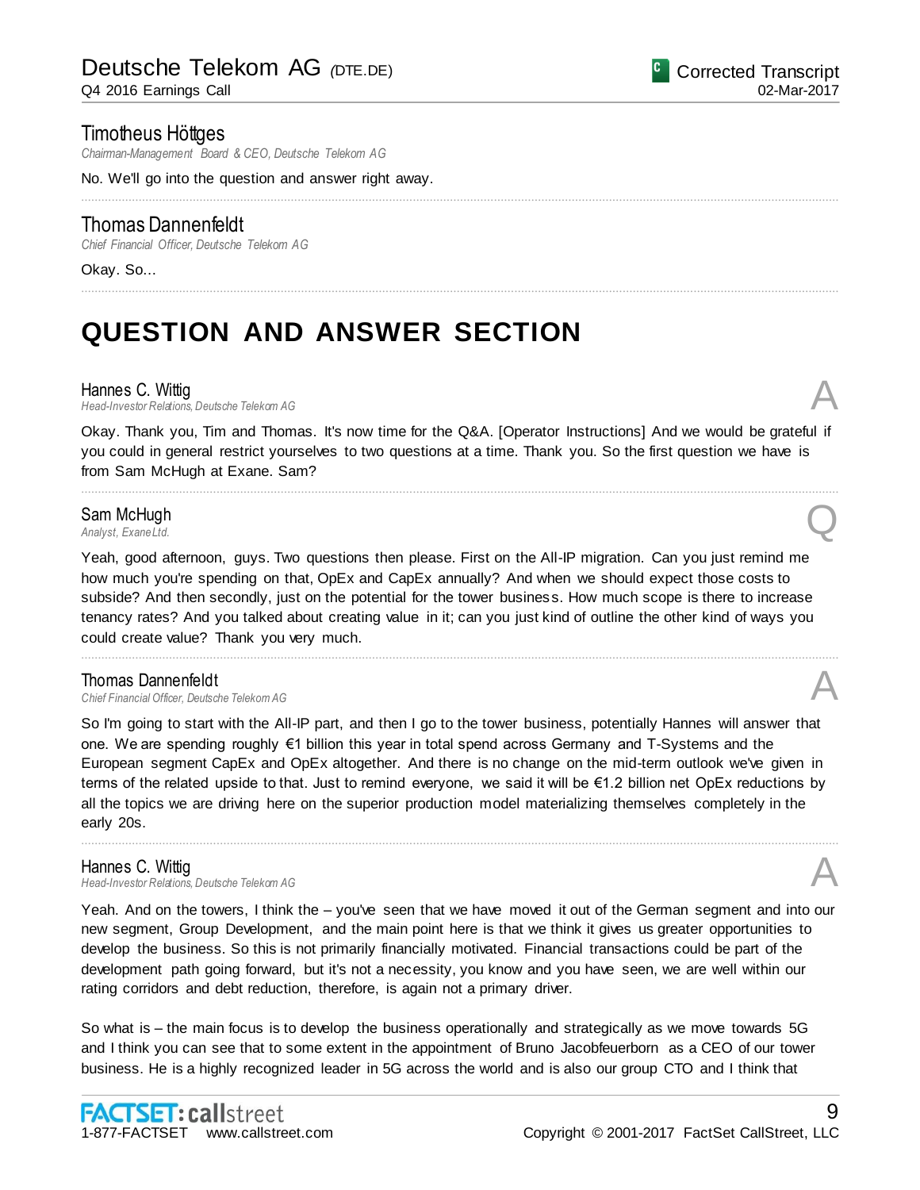### Timotheus Höttges

*Chairman-Management Board & CEO, Deutsche Telekom AG*

No. We'll go into the question and answer right away.

---

### Thomas Dannenfeldt

*Chief Financial Officer, Deutsche Telekom AG*

Okay. So...

---

# QUESTION AND ANSWER SECTION

### Hannes C. Wittig

*Head-Investor Relations, Deutsche Telekom AG* **A**

Okay. Thank you, Tim and Thomas. It's now time for the Q&A. [Operator Instructions] And we would be grateful if you could in general restrict yourselves to two questions at a time. Thank you. So the first question we have is from Sam McHugh at Exane. Sam?

---

### Sam McHugh

*Analyst, Exane Ltd.* **Q**

Yeah, good afternoon, guys. Two questions then please. First on the All-IP migration. Can you just remind me how much you're spending on that, OpEx and CapEx annually? And when we should expect those costs to subside? And then secondly, just on the potential for the tower business. How much scope is there to increase tenancy rates? And you talked about creating value in it; can you just kind of outline the other kind of ways you could create value? Thank you very much.

---

### Thomas Dannenfeldt

*Chief Financial Officer, Deutsche Telekom AG* **A**

So I'm going to start with the All-IP part, and then I go to the tower business, potentially Hannes will answer that one. We are spending roughly €1 billion this year in total spend across Germany and T-Systems and the European segment CapEx and OpEx altogether. And there is no change on the mid-term outlook we've given in terms of the related upside to that. Just to remind everyone, we said it will be €1.2 billion net OpEx reductions by all the topics we are driving here on the superior production model materializing themselves completely in the early 20s.

---

### Hannes C. Wittig

*Head-Investor Relations, Deutsche Telekom AG* **A**

Yeah. And on the towers, I think the – you've seen that we have moved it out of the German segment and into our new segment, Group Development, and the main point here is that we think it gives us greater opportunities to develop the business. So this is not primarily financially motivated. Financial transactions could be part of the development path going forward, but it's not a necessity, you know and you have seen, we are well within our rating corridors and debt reduction, therefore, is again not a primary driver.

So what is – the main focus is to develop the business operationally and strategically as we move towards 5G and I think you can see that to some extent in the appointment of Bruno Jacobfeuerborn as a CEO of our tower business. He is a highly recognized leader in 5G across the world and is also our group CTO and I think that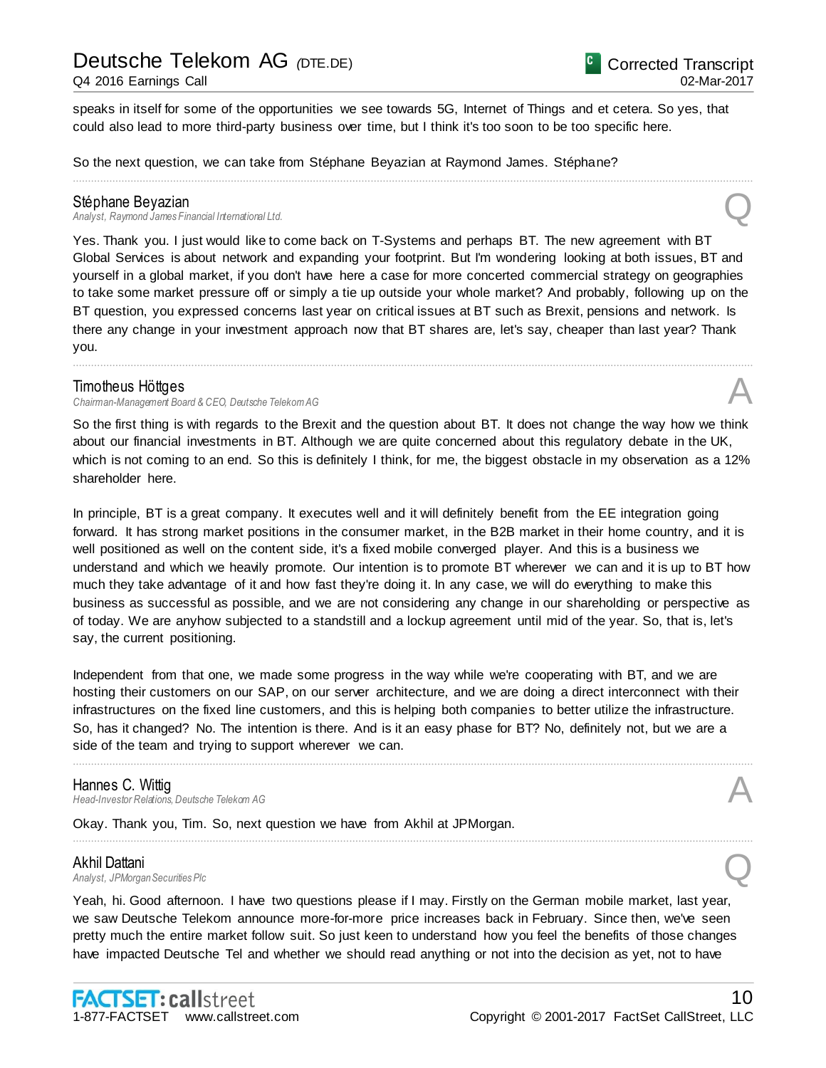speaks in itself for some of the opportunities we see towards 5G, Internet of Things and et cetera. So yes, that could also lead to more third-party business over time, but I think it's too soon to be too specific here.

So the next question, we can take from Stéphane Beyazian at Raymond James. Stéphane?

---

**Stéphane Beyazian**
*Analyst, Raymond James Financial International Ltd.* **Q**

Yes. Thank you. I just would like to come back on T-Systems and perhaps BT. The new agreement with BT Global Services is about network and expanding your footprint. But I'm wondering looking at both issues, BT and yourself in a global market, if you don't have here a case for more concerted commercial strategy on geographies to take some market pressure off or simply a tie up outside your whole market? And probably, following up on the BT question, you expressed concerns last year on critical issues at BT such as Brexit, pensions and network. Is there any change in your investment approach now that BT shares are, let's say, cheaper than last year? Thank you.

---

**Timotheus Höttges**
*Chairman-Management Board & CEO, Deutsche Telekom AG* **A**

So the first thing is with regards to the Brexit and the question about BT. It does not change the way how we think about our financial investments in BT. Although we are quite concerned about this regulatory debate in the UK, which is not coming to an end. So this is definitely I think, for me, the biggest obstacle in my observation as a 12% shareholder here.

In principle, BT is a great company. It executes well and it will definitely benefit from the EE integration going forward. It has strong market positions in the consumer market, in the B2B market in their home country, and it is well positioned as well on the content side, it's a fixed mobile converged player. And this is a business we understand and which we heavily promote. Our intention is to promote BT wherever we can and it is up to BT how much they take advantage of it and how fast they're doing it. In any case, we will do everything to make this business as successful as possible, and we are not considering any change in our shareholding or perspective as of today. We are anyhow subjected to a standstill and a lockup agreement until mid of the year. So, that is, let's say, the current positioning.

Independent from that one, we made some progress in the way while we're cooperating with BT, and we are hosting their customers on our SAP, on our server architecture, and we are doing a direct interconnect with their infrastructures on the fixed line customers, and this is helping both companies to better utilize the infrastructure. So, has it changed? No. The intention is there. And is it an easy phase for BT? No, definitely not, but we are a side of the team and trying to support wherever we can.

---

**Hannes C. Wittig**
*Head-Investor Relations, Deutsche Telekom AG* **A**

Okay. Thank you, Tim. So, next question we have from Akhil at JPMorgan.

---

**Akhil Dattani**
*Analyst, JPMorgan Securities Plc* **Q**

Yeah, hi. Good afternoon. I have two questions please if I may. Firstly on the German mobile market, last year, we saw Deutsche Telekom announce more-for-more price increases back in February. Since then, we've seen pretty much the entire market follow suit. So just keen to understand how you feel the benefits of those changes have impacted Deutsche Tel and whether we should read anything or not into the decision as yet, not to have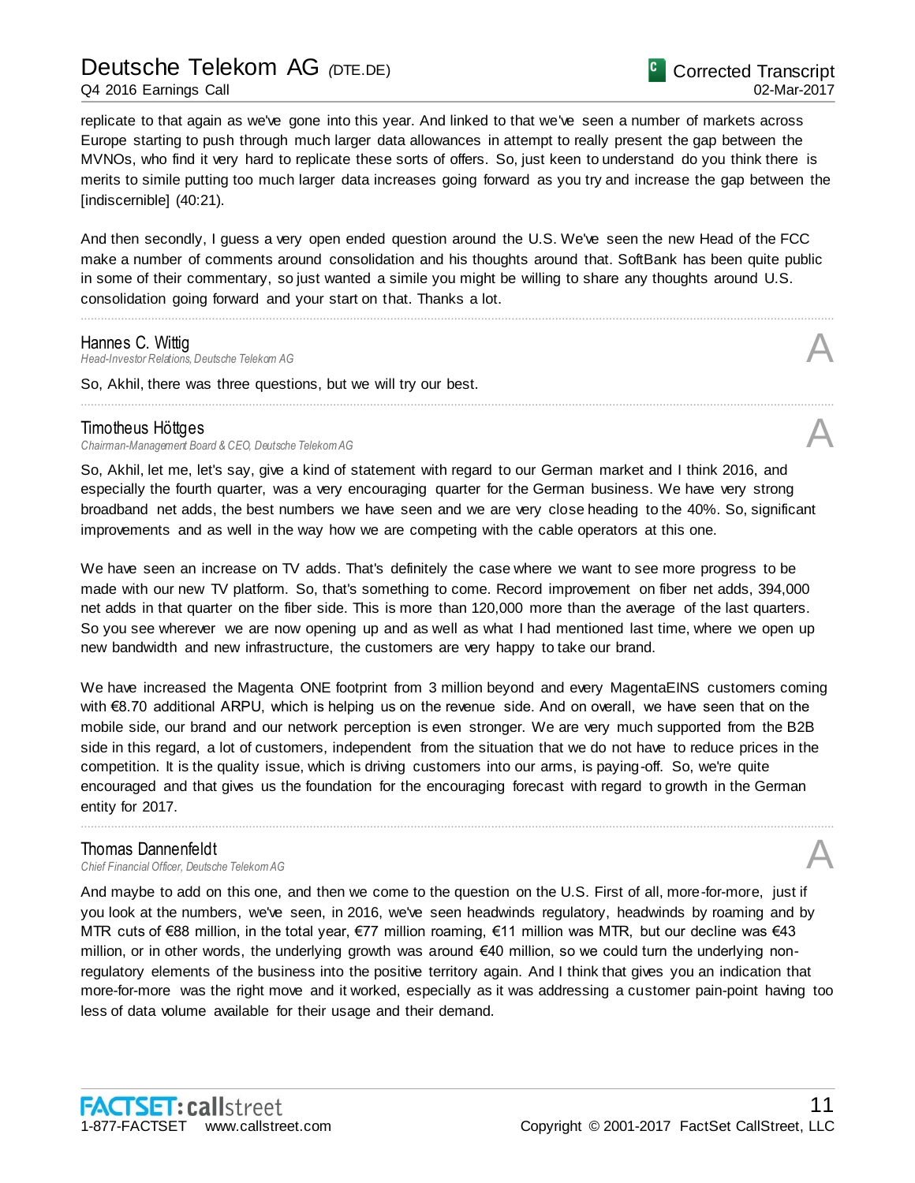replicate to that again as we've gone into this year. And linked to that we've seen a number of markets across Europe starting to push through much larger data allowances in attempt to really present the gap between the MVNOs, who find it very hard to replicate these sorts of offers. So, just keen to understand do you think there is merits to simile putting too much larger data increases going forward as you try and increase the gap between the [indiscernible] (40:21).

And then secondly, I guess a very open ended question around the U.S. We've seen the new Head of the FCC make a number of comments around consolidation and his thoughts around that. SoftBank has been quite public in some of their commentary, so just wanted a simile you might be willing to share any thoughts around U.S. consolidation going forward and your start on that. Thanks a lot.

---

**Hannes C. Wittig**
*Head-Investor Relations, Deutsche Telekom AG* — A

So, Akhil, there was three questions, but we will try our best.

---

**Timotheus Höttges**
*Chairman-Management Board & CEO, Deutsche Telekom AG* — A

So, Akhil, let me, let's say, give a kind of statement with regard to our German market and I think 2016, and especially the fourth quarter, was a very encouraging quarter for the German business. We have very strong broadband net adds, the best numbers we have seen and we are very close heading to the 40%. So, significant improvements and as well in the way how we are competing with the cable operators at this one.

We have seen an increase on TV adds. That's definitely the case where we want to see more progress to be made with our new TV platform. So, that's something to come. Record improvement on fiber net adds, 394,000 net adds in that quarter on the fiber side. This is more than 120,000 more than the average of the last quarters. So you see wherever we are now opening up and as well as what I had mentioned last time, where we open up new bandwidth and new infrastructure, the customers are very happy to take our brand.

We have increased the Magenta ONE footprint from 3 million beyond and every MagentaEINS customers coming with €8.70 additional ARPU, which is helping us on the revenue side. And on overall, we have seen that on the mobile side, our brand and our network perception is even stronger. We are very much supported from the B2B side in this regard, a lot of customers, independent from the situation that we do not have to reduce prices in the competition. It is the quality issue, which is driving customers into our arms, is paying-off. So, we're quite encouraged and that gives us the foundation for the encouraging forecast with regard to growth in the German entity for 2017.

---

**Thomas Dannenfeldt**
*Chief Financial Officer, Deutsche Telekom AG* — A

And maybe to add on this one, and then we come to the question on the U.S. First of all, more-for-more, just if you look at the numbers, we've seen, in 2016, we've seen headwinds regulatory, headwinds by roaming and by MTR cuts of €88 million, in the total year, €77 million roaming, €11 million was MTR, but our decline was €43 million, or in other words, the underlying growth was around €40 million, so we could turn the underlying non-regulatory elements of the business into the positive territory again. And I think that gives you an indication that more-for-more was the right move and it worked, especially as it was addressing a customer pain-point having too less of data volume available for their usage and their demand.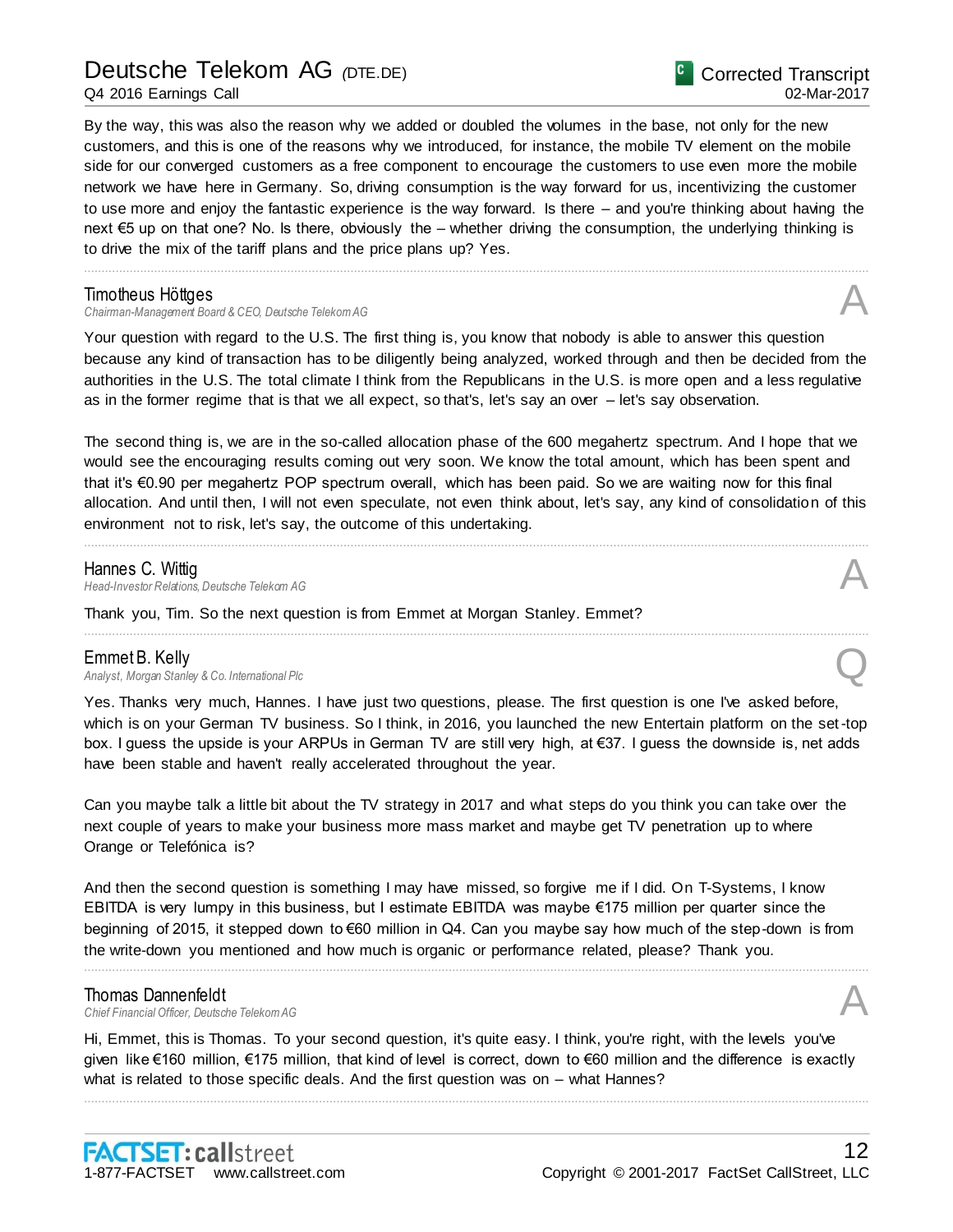By the way, this was also the reason why we added or doubled the volumes in the base, not only for the new customers, and this is one of the reasons why we introduced, for instance, the mobile TV element on the mobile side for our converged customers as a free component to encourage the customers to use even more the mobile network we have here in Germany. So, driving consumption is the way forward for us, incentivizing the customer to use more and enjoy the fantastic experience is the way forward. Is there – and you're thinking about having the next €5 up on that one? No. Is there, obviously the – whether driving the consumption, the underlying thinking is to drive the mix of the tariff plans and the price plans up? Yes.

---

**Timotheus Höttges**
*Chairman-Management Board & CEO, Deutsche Telekom AG* **A**

Your question with regard to the U.S. The first thing is, you know that nobody is able to answer this question because any kind of transaction has to be diligently being analyzed, worked through and then be decided from the authorities in the U.S. The total climate I think from the Republicans in the U.S. is more open and a less regulative as in the former regime that is that we all expect, so that's, let's say an over – let's say observation.

The second thing is, we are in the so-called allocation phase of the 600 megahertz spectrum. And I hope that we would see the encouraging results coming out very soon. We know the total amount, which has been spent and that it's €0.90 per megahertz POP spectrum overall, which has been paid. So we are waiting now for this final allocation. And until then, I will not even speculate, not even think about, let's say, any kind of consolidation of this environment not to risk, let's say, the outcome of this undertaking.

---

**Hannes C. Wittig**
*Head-Investor Relations, Deutsche Telekom AG* **A**

Thank you, Tim. So the next question is from Emmet at Morgan Stanley. Emmet?

---

**Emmet B. Kelly**
*Analyst, Morgan Stanley & Co. International Plc* **Q**

Yes. Thanks very much, Hannes. I have just two questions, please. The first question is one I've asked before, which is on your German TV business. So I think, in 2016, you launched the new Entertain platform on the set-top box. I guess the upside is your ARPUs in German TV are still very high, at €37. I guess the downside is, net adds have been stable and haven't really accelerated throughout the year.

Can you maybe talk a little bit about the TV strategy in 2017 and what steps do you think you can take over the next couple of years to make your business more mass market and maybe get TV penetration up to where Orange or Telefónica is?

And then the second question is something I may have missed, so forgive me if I did. On T-Systems, I know EBITDA is very lumpy in this business, but I estimate EBITDA was maybe €175 million per quarter since the beginning of 2015, it stepped down to €60 million in Q4. Can you maybe say how much of the step-down is from the write-down you mentioned and how much is organic or performance related, please? Thank you.

---

**Thomas Dannenfeldt**
*Chief Financial Officer, Deutsche Telekom AG* **A**

Hi, Emmet, this is Thomas. To your second question, it's quite easy. I think, you're right, with the levels you've given like €160 million, €175 million, that kind of level is correct, down to €60 million and the difference is exactly what is related to those specific deals. And the first question was on – what Hannes?

---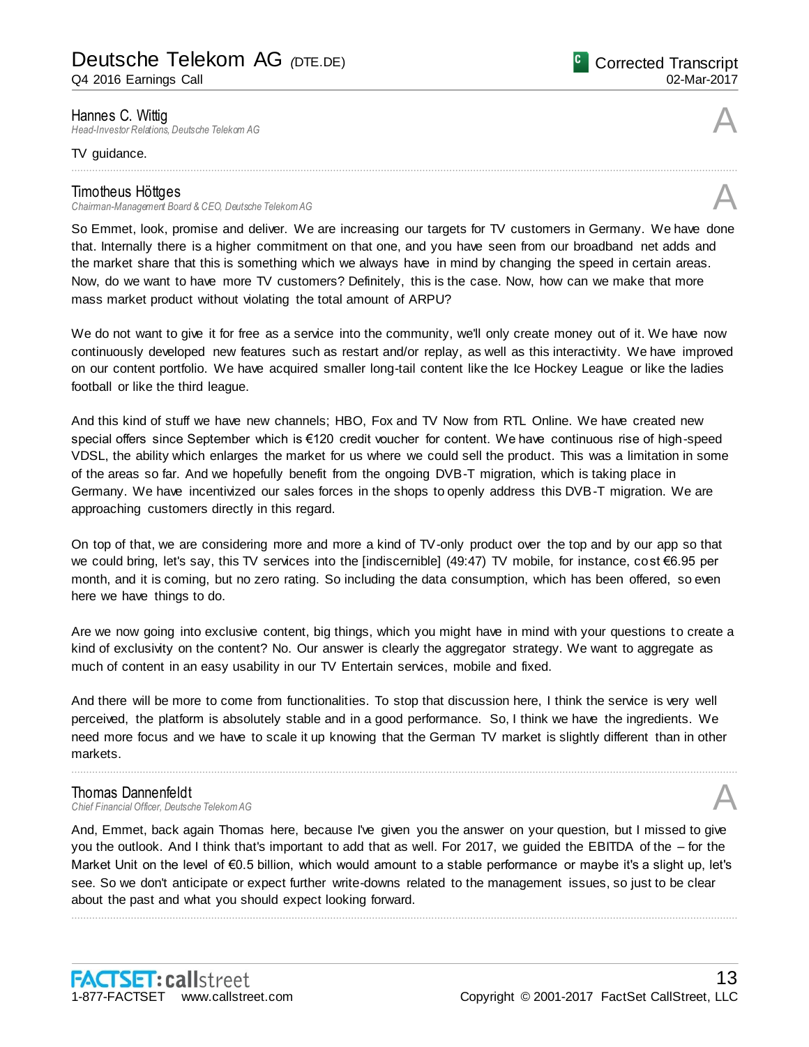**Hannes C. Wittig**
*Head-Investor Relations, Deutsche Telekom AG* **A**

TV guidance.

---

**Timotheus Höttges**
*Chairman-Management Board & CEO, Deutsche Telekom AG* **A**

So Emmet, look, promise and deliver. We are increasing our targets for TV customers in Germany. We have done that. Internally there is a higher commitment on that one, and you have seen from our broadband net adds and the market share that this is something which we always have in mind by changing the speed in certain areas. Now, do we want to have more TV customers? Definitely, this is the case. Now, how can we make that more mass market product without violating the total amount of ARPU?

We do not want to give it for free as a service into the community, we'll only create money out of it. We have now continuously developed new features such as restart and/or replay, as well as this interactivity. We have improved on our content portfolio. We have acquired smaller long-tail content like the Ice Hockey League or like the ladies football or like the third league.

And this kind of stuff we have new channels; HBO, Fox and TV Now from RTL Online. We have created new special offers since September which is €120 credit voucher for content. We have continuous rise of high-speed VDSL, the ability which enlarges the market for us where we could sell the product. This was a limitation in some of the areas so far. And we hopefully benefit from the ongoing DVB-T migration, which is taking place in Germany. We have incentivized our sales forces in the shops to openly address this DVB-T migration. We are approaching customers directly in this regard.

On top of that, we are considering more and more a kind of TV-only product over the top and by our app so that we could bring, let's say, this TV services into the [indiscernible] (49:47) TV mobile, for instance, cost €6.95 per month, and it is coming, but no zero rating. So including the data consumption, which has been offered, so even here we have things to do.

Are we now going into exclusive content, big things, which you might have in mind with your questions to create a kind of exclusivity on the content? No. Our answer is clearly the aggregator strategy. We want to aggregate as much of content in an easy usability in our TV Entertain services, mobile and fixed.

And there will be more to come from functionalities. To stop that discussion here, I think the service is very well perceived, the platform is absolutely stable and in a good performance. So, I think we have the ingredients. We need more focus and we have to scale it up knowing that the German TV market is slightly different than in other markets.

---

**Thomas Dannenfeldt**
*Chief Financial Officer, Deutsche Telekom AG* **A**

And, Emmet, back again Thomas here, because I've given you the answer on your question, but I missed to give you the outlook. And I think that's important to add that as well. For 2017, we guided the EBITDA of the – for the Market Unit on the level of €0.5 billion, which would amount to a stable performance or maybe it's a slight up, let's see. So we don't anticipate or expect further write-downs related to the management issues, so just to be clear about the past and what you should expect looking forward.

---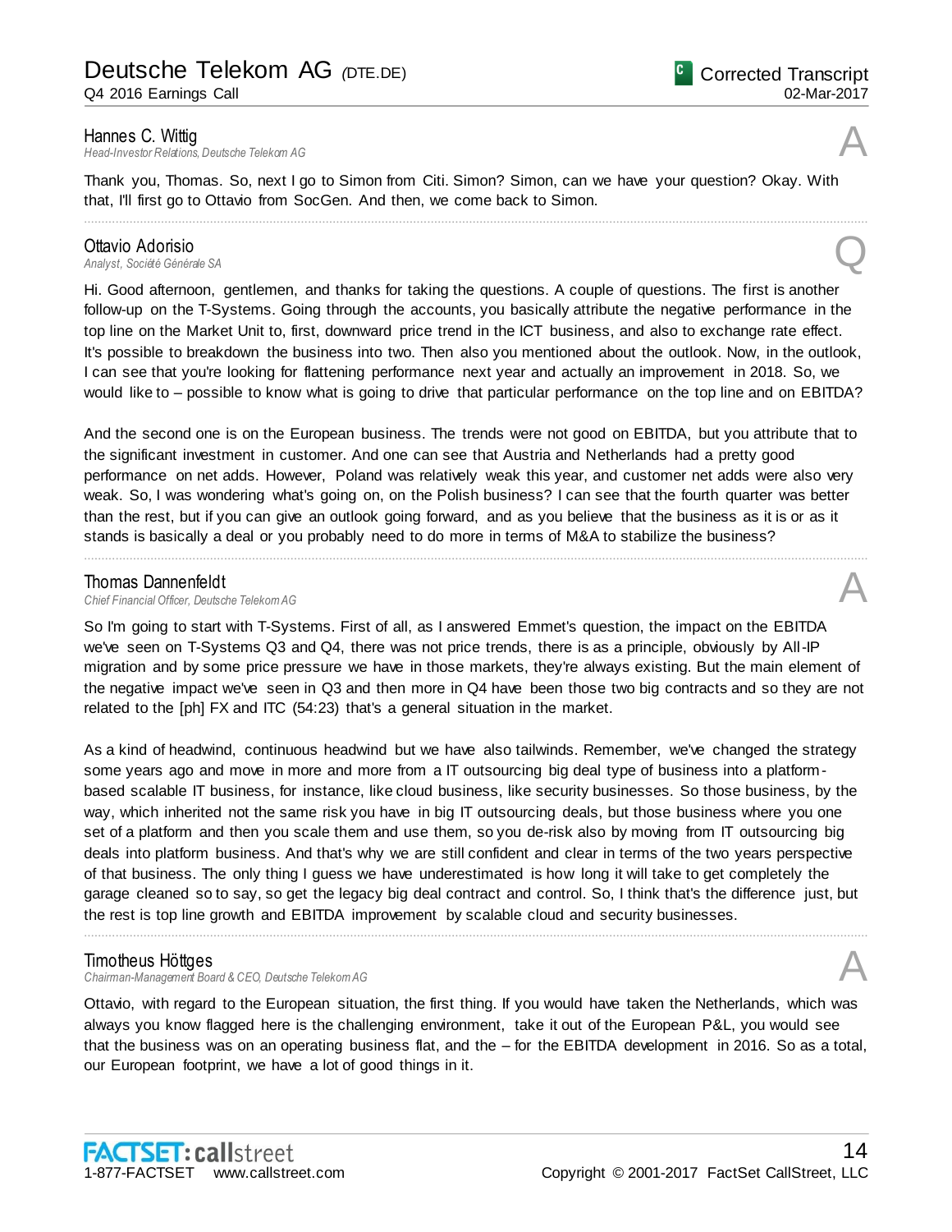**Hannes C. Wittig**
*Head-Investor Relations, Deutsche Telekom AG*

A

Thank you, Thomas. So, next I go to Simon from Citi. Simon? Simon, can we have your question? Okay. With that, I'll first go to Ottavio from SocGen. And then, we come back to Simon.

---

**Ottavio Adorisio**
*Analyst, Société Générale SA*

Q

Hi. Good afternoon, gentlemen, and thanks for taking the questions. A couple of questions. The first is another follow-up on the T-Systems. Going through the accounts, you basically attribute the negative performance in the top line on the Market Unit to, first, downward price trend in the ICT business, and also to exchange rate effect. It's possible to breakdown the business into two. Then also you mentioned about the outlook. Now, in the outlook, I can see that you're looking for flattening performance next year and actually an improvement in 2018. So, we would like to – possible to know what is going to drive that particular performance on the top line and on EBITDA?

And the second one is on the European business. The trends were not good on EBITDA, but you attribute that to the significant investment in customer. And one can see that Austria and Netherlands had a pretty good performance on net adds. However, Poland was relatively weak this year, and customer net adds were also very weak. So, I was wondering what's going on, on the Polish business? I can see that the fourth quarter was better than the rest, but if you can give an outlook going forward, and as you believe that the business as it is or as it stands is basically a deal or you probably need to do more in terms of M&A to stabilize the business?

---

**Thomas Dannenfeldt**
*Chief Financial Officer, Deutsche Telekom AG*

A

So I'm going to start with T-Systems. First of all, as I answered Emmet's question, the impact on the EBITDA we've seen on T-Systems Q3 and Q4, there was not price trends, there is as a principle, obviously by All-IP migration and by some price pressure we have in those markets, they're always existing. But the main element of the negative impact we've seen in Q3 and then more in Q4 have been those two big contracts and so they are not related to the [ph] FX and ITC (54:23) that's a general situation in the market.

As a kind of headwind, continuous headwind but we have also tailwinds. Remember, we've changed the strategy some years ago and move in more and more from a IT outsourcing big deal type of business into a platform-based scalable IT business, for instance, like cloud business, like security businesses. So those business, by the way, which inherited not the same risk you have in big IT outsourcing deals, but those business where you one set of a platform and then you scale them and use them, so you de-risk also by moving from IT outsourcing big deals into platform business. And that's why we are still confident and clear in terms of the two years perspective of that business. The only thing I guess we have underestimated is how long it will take to get completely the garage cleaned so to say, so get the legacy big deal contract and control. So, I think that's the difference just, but the rest is top line growth and EBITDA improvement by scalable cloud and security businesses.

---

**Timotheus Höttges**
*Chairman-Management Board & CEO, Deutsche Telekom AG*

A

Ottavio, with regard to the European situation, the first thing. If you would have taken the Netherlands, which was always you know flagged here is the challenging environment, take it out of the European P&L, you would see that the business was on an operating business flat, and the – for the EBITDA development in 2016. So as a total, our European footprint, we have a lot of good things in it.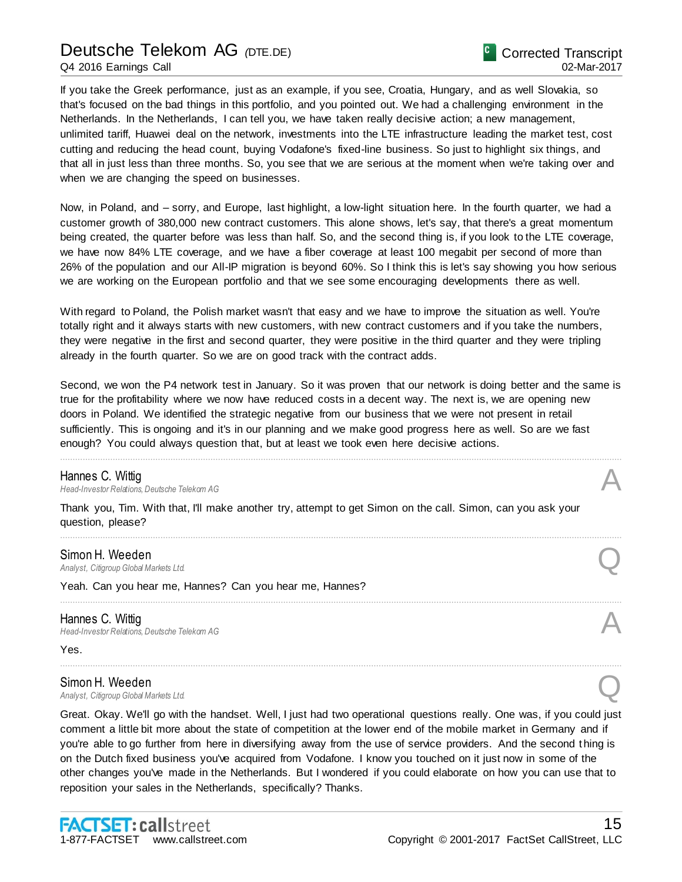If you take the Greek performance, just as an example, if you see, Croatia, Hungary, and as well Slovakia, so that's focused on the bad things in this portfolio, and you pointed out. We had a challenging environment in the Netherlands. In the Netherlands, I can tell you, we have taken really decisive action; a new management, unlimited tariff, Huawei deal on the network, investments into the LTE infrastructure leading the market test, cost cutting and reducing the head count, buying Vodafone's fixed-line business. So just to highlight six things, and that all in just less than three months. So, you see that we are serious at the moment when we're taking over and when we are changing the speed on businesses.

Now, in Poland, and – sorry, and Europe, last highlight, a low-light situation here. In the fourth quarter, we had a customer growth of 380,000 new contract customers. This alone shows, let's say, that there's a great momentum being created, the quarter before was less than half. So, and the second thing is, if you look to the LTE coverage, we have now 84% LTE coverage, and we have a fiber coverage at least 100 megabit per second of more than 26% of the population and our All-IP migration is beyond 60%. So I think this is let's say showing you how serious we are working on the European portfolio and that we see some encouraging developments there as well.

With regard to Poland, the Polish market wasn't that easy and we have to improve the situation as well. You're totally right and it always starts with new customers, with new contract customers and if you take the numbers, they were negative in the first and second quarter, they were positive in the third quarter and they were tripling already in the fourth quarter. So we are on good track with the contract adds.

Second, we won the P4 network test in January. So it was proven that our network is doing better and the same is true for the profitability where we now have reduced costs in a decent way. The next is, we are opening new doors in Poland. We identified the strategic negative from our business that we were not present in retail sufficiently. This is ongoing and it's in our planning and we make good progress here as well. So are we fast enough? You could always question that, but at least we took even here decisive actions.

---

**Hannes C. Wittig** — A
*Head-Investor Relations, Deutsche Telekom AG*

Thank you, Tim. With that, I'll make another try, attempt to get Simon on the call. Simon, can you ask your question, please?

---

**Simon H. Weeden** — Q
*Analyst, Citigroup Global Markets Ltd.*

Yeah. Can you hear me, Hannes? Can you hear me, Hannes?

---

**Hannes C. Wittig** — A
*Head-Investor Relations, Deutsche Telekom AG*

Yes.

---

**Simon H. Weeden** — Q
*Analyst, Citigroup Global Markets Ltd.*

Great. Okay. We'll go with the handset. Well, I just had two operational questions really. One was, if you could just comment a little bit more about the state of competition at the lower end of the mobile market in Germany and if you're able to go further from here in diversifying away from the use of service providers. And the second thing is on the Dutch fixed business you've acquired from Vodafone. I know you touched on it just now in some of the other changes you've made in the Netherlands. But I wondered if you could elaborate on how you can use that to reposition your sales in the Netherlands, specifically? Thanks.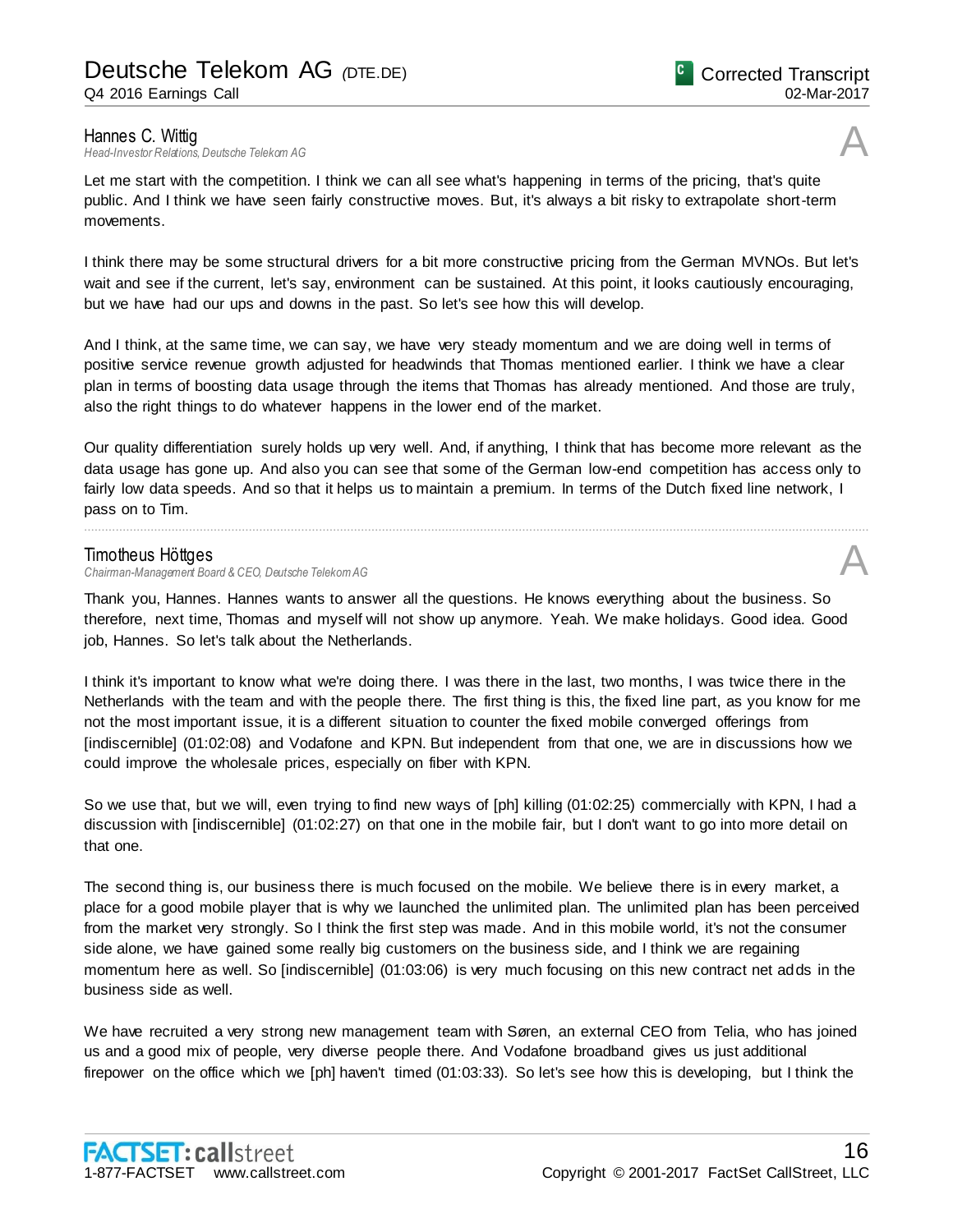**Hannes C. Wittig**
*Head-Investor Relations, Deutsche Telekom AG*

A

Let me start with the competition. I think we can all see what's happening in terms of the pricing, that's quite public. And I think we have seen fairly constructive moves. But, it's always a bit risky to extrapolate short-term movements.

I think there may be some structural drivers for a bit more constructive pricing from the German MVNOs. But let's wait and see if the current, let's say, environment can be sustained. At this point, it looks cautiously encouraging, but we have had our ups and downs in the past. So let's see how this will develop.

And I think, at the same time, we can say, we have very steady momentum and we are doing well in terms of positive service revenue growth adjusted for headwinds that Thomas mentioned earlier. I think we have a clear plan in terms of boosting data usage through the items that Thomas has already mentioned. And those are truly, also the right things to do whatever happens in the lower end of the market.

Our quality differentiation surely holds up very well. And, if anything, I think that has become more relevant as the data usage has gone up. And also you can see that some of the German low-end competition has access only to fairly low data speeds. And so that it helps us to maintain a premium. In terms of the Dutch fixed line network, I pass on to Tim.

---

**Timotheus Höttges**
*Chairman-Management Board & CEO, Deutsche Telekom AG*

A

Thank you, Hannes. Hannes wants to answer all the questions. He knows everything about the business. So therefore, next time, Thomas and myself will not show up anymore. Yeah. We make holidays. Good idea. Good job, Hannes. So let's talk about the Netherlands.

I think it's important to know what we're doing there. I was there in the last, two months, I was twice there in the Netherlands with the team and with the people there. The first thing is this, the fixed line part, as you know for me not the most important issue, it is a different situation to counter the fixed mobile converged offerings from [indiscernible] (01:02:08) and Vodafone and KPN. But independent from that one, we are in discussions how we could improve the wholesale prices, especially on fiber with KPN.

So we use that, but we will, even trying to find new ways of [ph] killing (01:02:25) commercially with KPN, I had a discussion with [indiscernible] (01:02:27) on that one in the mobile fair, but I don't want to go into more detail on that one.

The second thing is, our business there is much focused on the mobile. We believe there is in every market, a place for a good mobile player that is why we launched the unlimited plan. The unlimited plan has been perceived from the market very strongly. So I think the first step was made. And in this mobile world, it's not the consumer side alone, we have gained some really big customers on the business side, and I think we are regaining momentum here as well. So [indiscernible] (01:03:06) is very much focusing on this new contract net adds in the business side as well.

We have recruited a very strong new management team with Søren, an external CEO from Telia, who has joined us and a good mix of people, very diverse people there. And Vodafone broadband gives us just additional firepower on the office which we [ph] haven't timed (01:03:33). So let's see how this is developing, but I think the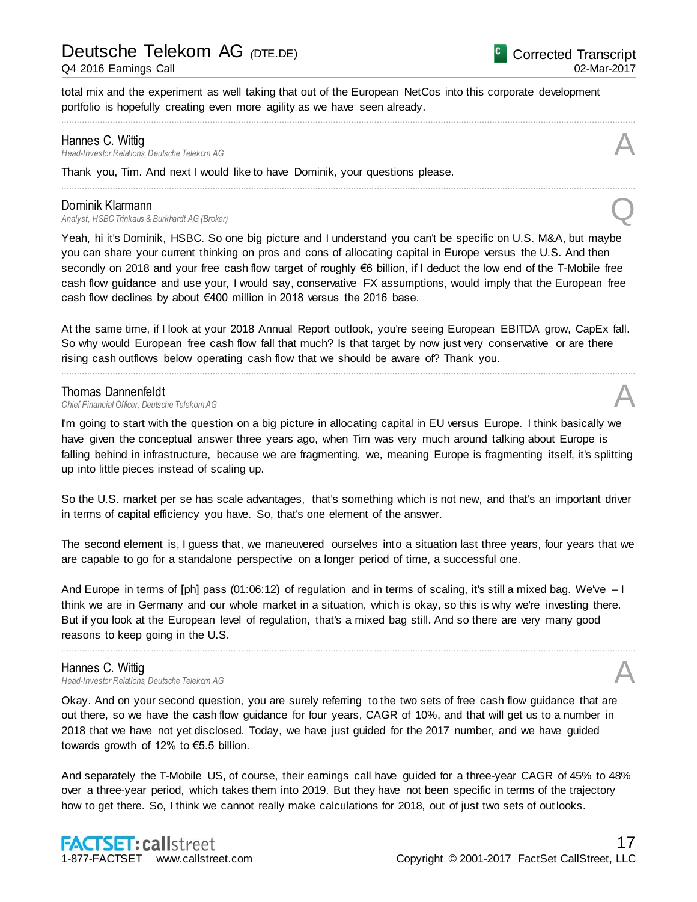total mix and the experiment as well taking that out of the European NetCos into this corporate development portfolio is hopefully creating even more agility as we have seen already.

---

**Hannes C. Wittig**
*Head-Investor Relations, Deutsche Telekom AG*

A

Thank you, Tim. And next I would like to have Dominik, your questions please.

---

**Dominik Klarmann**
*Analyst, HSBC Trinkaus & Burkhardt AG (Broker)*

Q

Yeah, hi it's Dominik, HSBC. So one big picture and I understand you can't be specific on U.S. M&A, but maybe you can share your current thinking on pros and cons of allocating capital in Europe versus the U.S. And then secondly on 2018 and your free cash flow target of roughly €6 billion, if I deduct the low end of the T-Mobile free cash flow guidance and use your, I would say, conservative FX assumptions, would imply that the European free cash flow declines by about €400 million in 2018 versus the 2016 base.

At the same time, if I look at your 2018 Annual Report outlook, you're seeing European EBITDA grow, CapEx fall. So why would European free cash flow fall that much? Is that target by now just very conservative or are there rising cash outflows below operating cash flow that we should be aware of? Thank you.

---

**Thomas Dannenfeldt**
*Chief Financial Officer, Deutsche Telekom AG*

A

I'm going to start with the question on a big picture in allocating capital in EU versus Europe. I think basically we have given the conceptual answer three years ago, when Tim was very much around talking about Europe is falling behind in infrastructure, because we are fragmenting, we, meaning Europe is fragmenting itself, it's splitting up into little pieces instead of scaling up.

So the U.S. market per se has scale advantages, that's something which is not new, and that's an important driver in terms of capital efficiency you have. So, that's one element of the answer.

The second element is, I guess that, we maneuvered ourselves into a situation last three years, four years that we are capable to go for a standalone perspective on a longer period of time, a successful one.

And Europe in terms of [ph] pass (01:06:12) of regulation and in terms of scaling, it's still a mixed bag. We've – I think we are in Germany and our whole market in a situation, which is okay, so this is why we're investing there. But if you look at the European level of regulation, that's a mixed bag still. And so there are very many good reasons to keep going in the U.S.

---

**Hannes C. Wittig**
*Head-Investor Relations, Deutsche Telekom AG*

A

Okay. And on your second question, you are surely referring to the two sets of free cash flow guidance that are out there, so we have the cash flow guidance for four years, CAGR of 10%, and that will get us to a number in 2018 that we have not yet disclosed. Today, we have just guided for the 2017 number, and we have guided towards growth of 12% to €5.5 billion.

And separately the T-Mobile US, of course, their earnings call have guided for a three-year CAGR of 45% to 48% over a three-year period, which takes them into 2019. But they have not been specific in terms of the trajectory how to get there. So, I think we cannot really make calculations for 2018, out of just two sets of outlooks.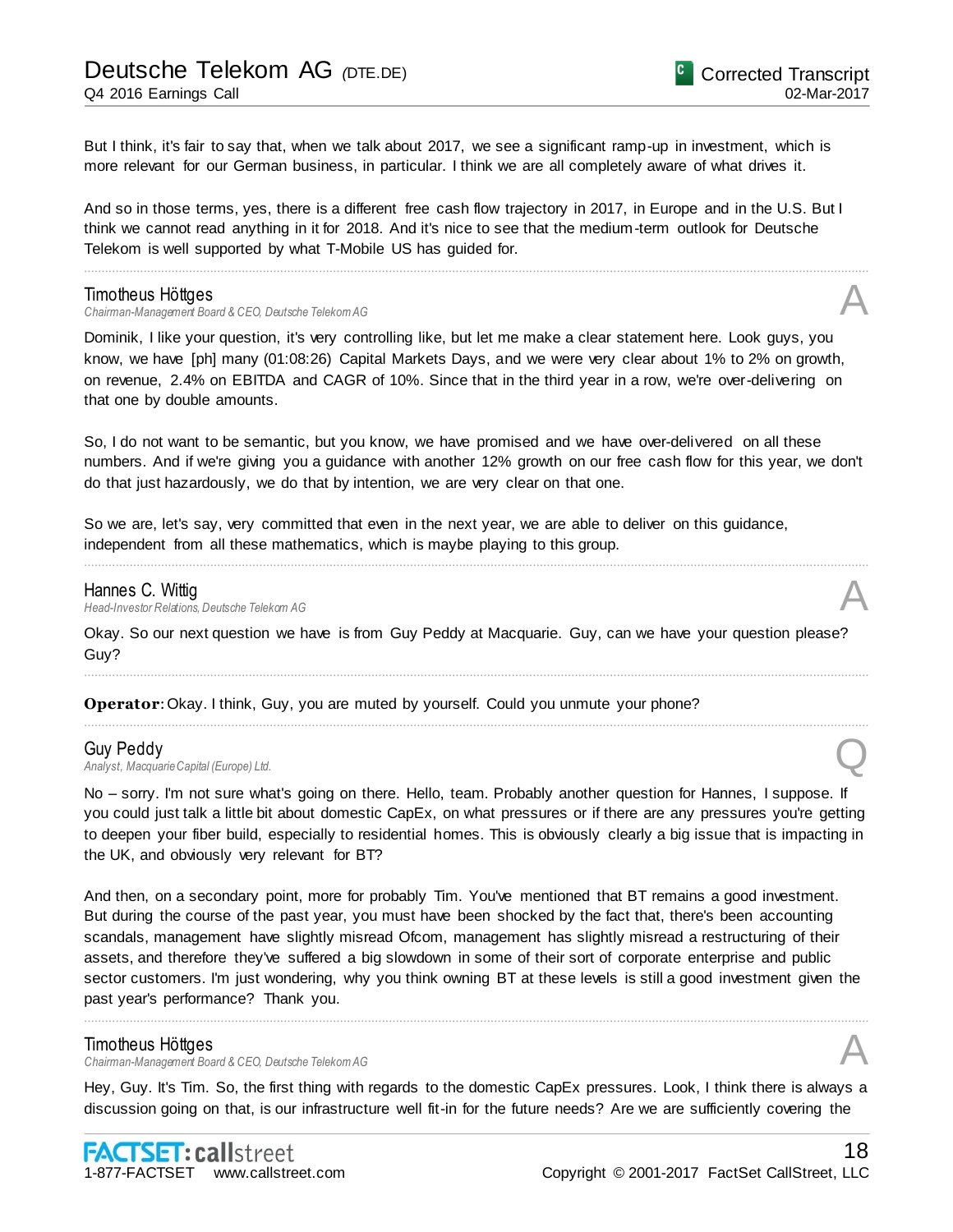But I think, it's fair to say that, when we talk about 2017, we see a significant ramp-up in investment, which is more relevant for our German business, in particular. I think we are all completely aware of what drives it.

And so in those terms, yes, there is a different free cash flow trajectory in 2017, in Europe and in the U.S. But I think we cannot read anything in it for 2018. And it's nice to see that the medium-term outlook for Deutsche Telekom is well supported by what T-Mobile US has guided for.

---

**Timotheus Höttges**
*Chairman-Management Board & CEO, Deutsche Telekom AG* **A**

Dominik, I like your question, it's very controlling like, but let me make a clear statement here. Look guys, you know, we have [ph] many (01:08:26) Capital Markets Days, and we were very clear about 1% to 2% on growth, on revenue, 2.4% on EBITDA and CAGR of 10%. Since that in the third year in a row, we're over-delivering on that one by double amounts.

So, I do not want to be semantic, but you know, we have promised and we have over-delivered on all these numbers. And if we're giving you a guidance with another 12% growth on our free cash flow for this year, we don't do that just hazardously, we do that by intention, we are very clear on that one.

So we are, let's say, very committed that even in the next year, we are able to deliver on this guidance, independent from all these mathematics, which is maybe playing to this group.

---

**Hannes C. Wittig**
*Head-Investor Relations, Deutsche Telekom AG* **A**

Okay. So our next question we have is from Guy Peddy at Macquarie. Guy, can we have your question please? Guy?

---

**Operator:** Okay. I think, Guy, you are muted by yourself. Could you unmute your phone?

---

**Guy Peddy**
*Analyst, Macquarie Capital (Europe) Ltd.* **Q**

No – sorry. I'm not sure what's going on there. Hello, team. Probably another question for Hannes, I suppose. If you could just talk a little bit about domestic CapEx, on what pressures or if there are any pressures you're getting to deepen your fiber build, especially to residential homes. This is obviously clearly a big issue that is impacting in the UK, and obviously very relevant for BT?

And then, on a secondary point, more for probably Tim. You've mentioned that BT remains a good investment. But during the course of the past year, you must have been shocked by the fact that, there's been accounting scandals, management have slightly misread Ofcom, management has slightly misread a restructuring of their assets, and therefore they've suffered a big slowdown in some of their sort of corporate enterprise and public sector customers. I'm just wondering, why you think owning BT at these levels is still a good investment given the past year's performance? Thank you.

---

**Timotheus Höttges**
*Chairman-Management Board & CEO, Deutsche Telekom AG* **A**

Hey, Guy. It's Tim. So, the first thing with regards to the domestic CapEx pressures. Look, I think there is always a discussion going on that, is our infrastructure well fit-in for the future needs? Are we are sufficiently covering the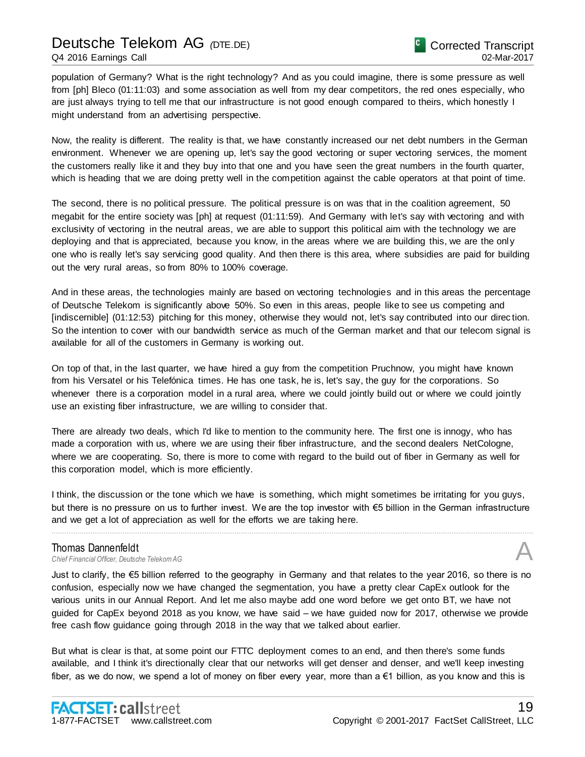population of Germany? What is the right technology? And as you could imagine, there is some pressure as well from [ph] Bleco (01:11:03) and some association as well from my dear competitors, the red ones especially, who are just always trying to tell me that our infrastructure is not good enough compared to theirs, which honestly I might understand from an advertising perspective.

Now, the reality is different. The reality is that, we have constantly increased our net debt numbers in the German environment. Whenever we are opening up, let's say the good vectoring or super vectoring services, the moment the customers really like it and they buy into that one and you have seen the great numbers in the fourth quarter, which is heading that we are doing pretty well in the competition against the cable operators at that point of time.

The second, there is no political pressure. The political pressure is on was that in the coalition agreement, 50 megabit for the entire society was [ph] at request (01:11:59). And Germany with let's say with vectoring and with exclusivity of vectoring in the neutral areas, we are able to support this political aim with the technology we are deploying and that is appreciated, because you know, in the areas where we are building this, we are the only one who is really let's say servicing good quality. And then there is this area, where subsidies are paid for building out the very rural areas, so from 80% to 100% coverage.

And in these areas, the technologies mainly are based on vectoring technologies and in this areas the percentage of Deutsche Telekom is significantly above 50%. So even in this areas, people like to see us competing and [indiscernible] (01:12:53) pitching for this money, otherwise they would not, let's say contributed into our direction. So the intention to cover with our bandwidth service as much of the German market and that our telecom signal is available for all of the customers in Germany is working out.

On top of that, in the last quarter, we have hired a guy from the competition Pruchnow, you might have known from his Versatel or his Telefónica times. He has one task, he is, let's say, the guy for the corporations. So whenever there is a corporation model in a rural area, where we could jointly build out or where we could jointly use an existing fiber infrastructure, we are willing to consider that.

There are already two deals, which I'd like to mention to the community here. The first one is innogy, who has made a corporation with us, where we are using their fiber infrastructure, and the second dealers NetCologne, where we are cooperating. So, there is more to come with regard to the build out of fiber in Germany as well for this corporation model, which is more efficiently.

I think, the discussion or the tone which we have is something, which might sometimes be irritating for you guys, but there is no pressure on us to further invest. We are the top investor with €5 billion in the German infrastructure and we get a lot of appreciation as well for the efforts we are taking here.

---

**Thomas Dannenfeldt**
*Chief Financial Officer, Deutsche Telekom AG*

**A**

Just to clarify, the €5 billion referred to the geography in Germany and that relates to the year 2016, so there is no confusion, especially now we have changed the segmentation, you have a pretty clear CapEx outlook for the various units in our Annual Report. And let me also maybe add one word before we get onto BT, we have not guided for CapEx beyond 2018 as you know, we have said – we have guided now for 2017, otherwise we provide free cash flow guidance going through 2018 in the way that we talked about earlier.

But what is clear is that, at some point our FTTC deployment comes to an end, and then there's some funds available, and I think it's directionally clear that our networks will get denser and denser, and we'll keep investing fiber, as we do now, we spend a lot of money on fiber every year, more than a €1 billion, as you know and this is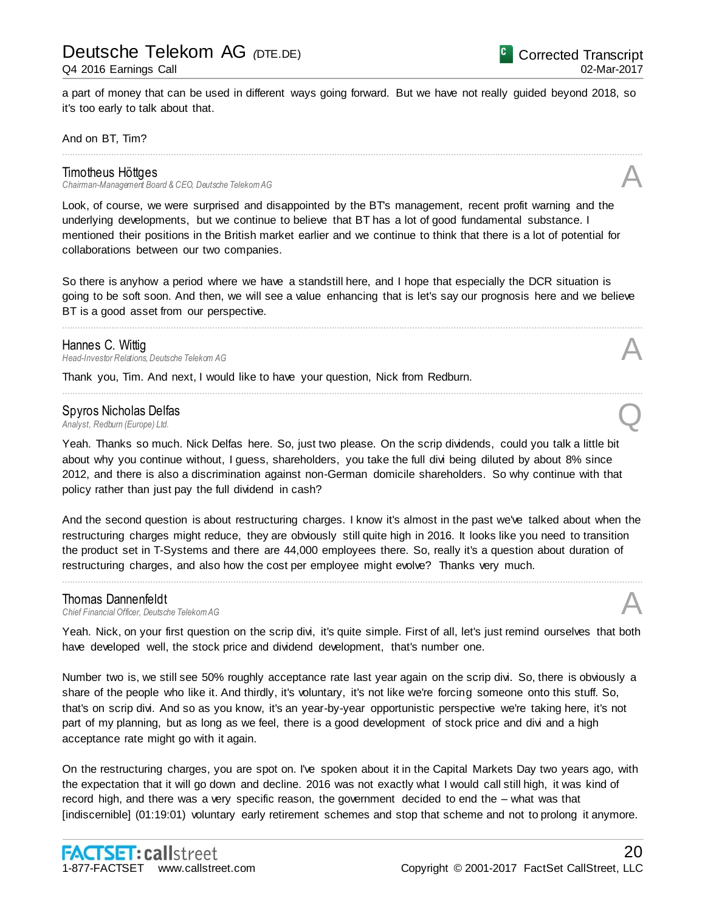a part of money that can be used in different ways going forward. But we have not really guided beyond 2018, so it's too early to talk about that.

And on BT, Tim?

---

**Timotheus Höttges**
*Chairman-Management Board & CEO, Deutsche Telekom AG* **A**

Look, of course, we were surprised and disappointed by the BT's management, recent profit warning and the underlying developments, but we continue to believe that BT has a lot of good fundamental substance. I mentioned their positions in the British market earlier and we continue to think that there is a lot of potential for collaborations between our two companies.

So there is anyhow a period where we have a standstill here, and I hope that especially the DCR situation is going to be soft soon. And then, we will see a value enhancing that is let's say our prognosis here and we believe BT is a good asset from our perspective.

---

**Hannes C. Wittig**
*Head-Investor Relations, Deutsche Telekom AG* **A**

Thank you, Tim. And next, I would like to have your question, Nick from Redburn.

---

**Spyros Nicholas Delfas**
*Analyst, Redburn (Europe) Ltd.* **Q**

Yeah. Thanks so much. Nick Delfas here. So, just two please. On the scrip dividends, could you talk a little bit about why you continue without, I guess, shareholders, you take the full divi being diluted by about 8% since 2012, and there is also a discrimination against non-German domicile shareholders. So why continue with that policy rather than just pay the full dividend in cash?

And the second question is about restructuring charges. I know it's almost in the past we've talked about when the restructuring charges might reduce, they are obviously still quite high in 2016. It looks like you need to transition the product set in T-Systems and there are 44,000 employees there. So, really it's a question about duration of restructuring charges, and also how the cost per employee might evolve? Thanks very much.

---

**Thomas Dannenfeldt**
*Chief Financial Officer, Deutsche Telekom AG* **A**

Yeah. Nick, on your first question on the scrip divi, it's quite simple. First of all, let's just remind ourselves that both have developed well, the stock price and dividend development, that's number one.

Number two is, we still see 50% roughly acceptance rate last year again on the scrip divi. So, there is obviously a share of the people who like it. And thirdly, it's voluntary, it's not like we're forcing someone onto this stuff. So, that's on scrip divi. And so as you know, it's an year-by-year opportunistic perspective we're taking here, it's not part of my planning, but as long as we feel, there is a good development of stock price and divi and a high acceptance rate might go with it again.

On the restructuring charges, you are spot on. I've spoken about it in the Capital Markets Day two years ago, with the expectation that it will go down and decline. 2016 was not exactly what I would call still high, it was kind of record high, and there was a very specific reason, the government decided to end the – what was that [indiscernible] (01:19:01) voluntary early retirement schemes and stop that scheme and not to prolong it anymore.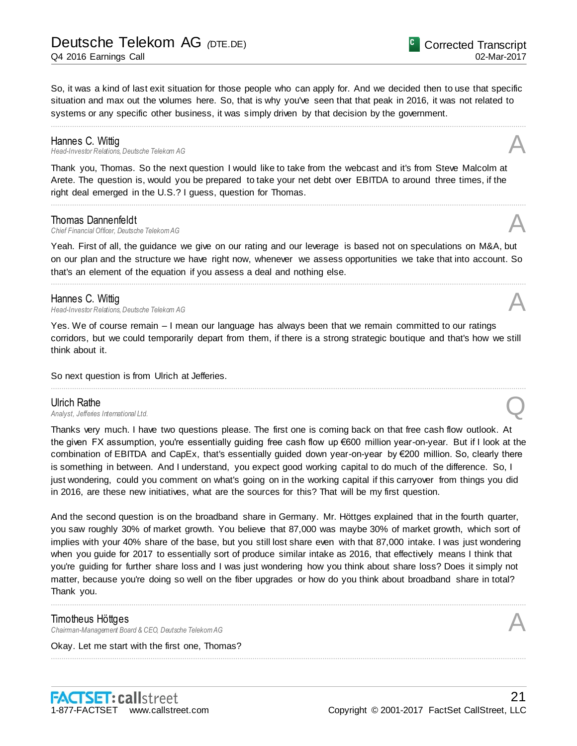So, it was a kind of last exit situation for those people who can apply for. And we decided then to use that specific situation and max out the volumes here. So, that is why you've seen that that peak in 2016, it was not related to systems or any specific other business, it was simply driven by that decision by the government.

---

**Hannes C. Wittig**
*Head-Investor Relations, Deutsche Telekom AG* **A**

Thank you, Thomas. So the next question I would like to take from the webcast and it's from Steve Malcolm at Arete. The question is, would you be prepared to take your net debt over EBITDA to around three times, if the right deal emerged in the U.S.? I guess, question for Thomas.

---

**Thomas Dannenfeldt**
*Chief Financial Officer, Deutsche Telekom AG* **A**

Yeah. First of all, the guidance we give on our rating and our leverage is based not on speculations on M&A, but on our plan and the structure we have right now, whenever we assess opportunities we take that into account. So that's an element of the equation if you assess a deal and nothing else.

---

**Hannes C. Wittig**
*Head-Investor Relations, Deutsche Telekom AG* **A**

Yes. We of course remain – I mean our language has always been that we remain committed to our ratings corridors, but we could temporarily depart from them, if there is a strong strategic boutique and that's how we still think about it.

So next question is from Ulrich at Jefferies.

---

**Ulrich Rathe**
*Analyst, Jefferies International Ltd.* **Q**

Thanks very much. I have two questions please. The first one is coming back on that free cash flow outlook. At the given FX assumption, you're essentially guiding free cash flow up €600 million year-on-year. But if I look at the combination of EBITDA and CapEx, that's essentially guided down year-on-year by €200 million. So, clearly there is something in between. And I understand, you expect good working capital to do much of the difference. So, I just wondering, could you comment on what's going on in the working capital if this carryover from things you did in 2016, are these new initiatives, what are the sources for this? That will be my first question.

And the second question is on the broadband share in Germany. Mr. Höttges explained that in the fourth quarter, you saw roughly 30% of market growth. You believe that 87,000 was maybe 30% of market growth, which sort of implies with your 40% share of the base, but you still lost share even with that 87,000 intake. I was just wondering when you guide for 2017 to essentially sort of produce similar intake as 2016, that effectively means I think that you're guiding for further share loss and I was just wondering how you think about share loss? Does it simply not matter, because you're doing so well on the fiber upgrades or how do you think about broadband share in total? Thank you.

---

**Timotheus Höttges**
*Chairman-Management Board & CEO, Deutsche Telekom AG* **A**

Okay. Let me start with the first one, Thomas?

---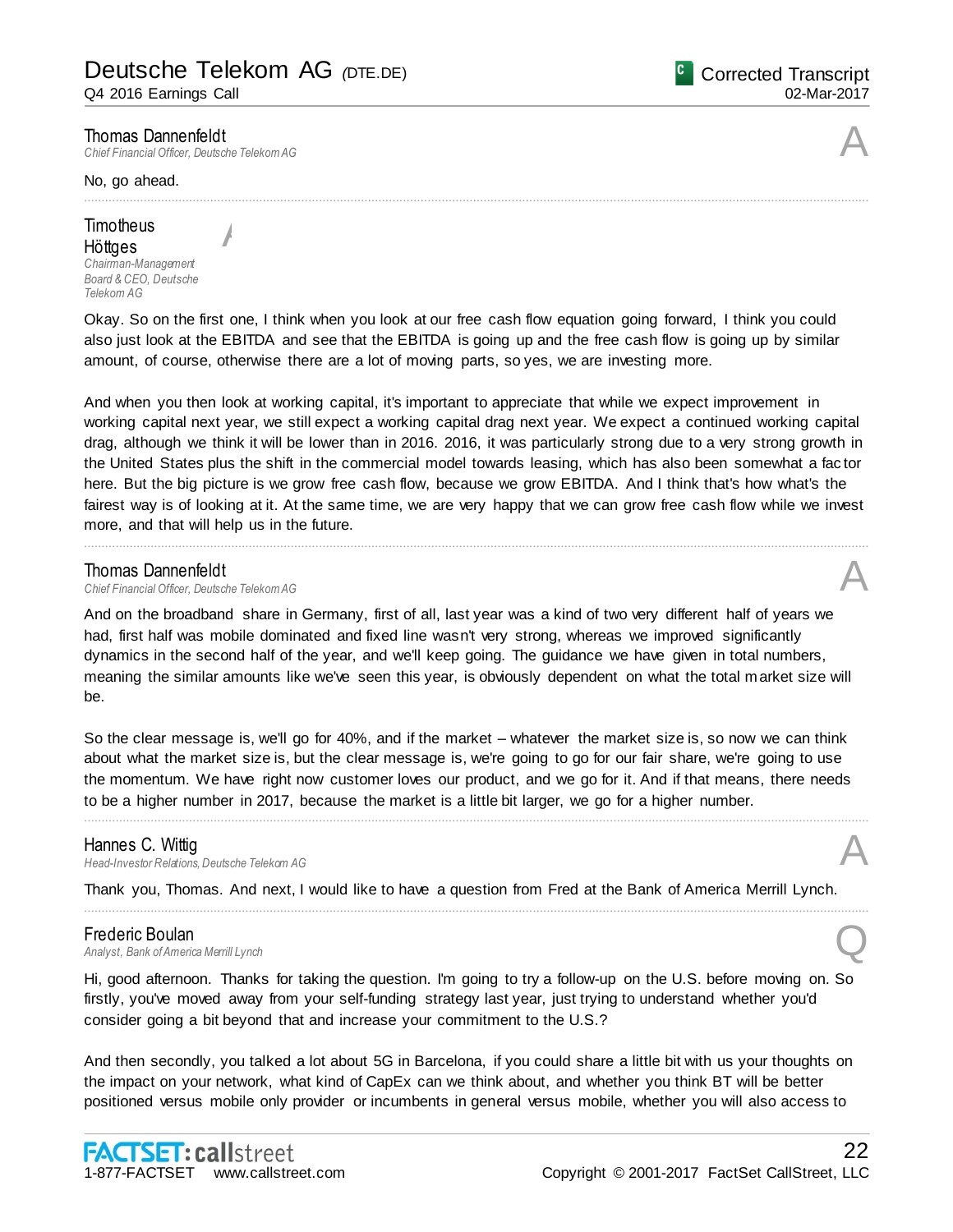**Thomas Dannenfeldt**
*Chief Financial Officer, Deutsche Telekom AG* **A**

No, go ahead.

---

**Timotheus Höttges**
*Chairman-Management Board & CEO, Deutsche Telekom AG* **A**

Okay. So on the first one, I think when you look at our free cash flow equation going forward, I think you could also just look at the EBITDA and see that the EBITDA is going up and the free cash flow is going up by similar amount, of course, otherwise there are a lot of moving parts, so yes, we are investing more.

And when you then look at working capital, it's important to appreciate that while we expect improvement in working capital next year, we still expect a working capital drag next year. We expect a continued working capital drag, although we think it will be lower than in 2016. 2016, it was particularly strong due to a very strong growth in the United States plus the shift in the commercial model towards leasing, which has also been somewhat a factor here. But the big picture is we grow free cash flow, because we grow EBITDA. And I think that's how what's the fairest way is of looking at it. At the same time, we are very happy that we can grow free cash flow while we invest more, and that will help us in the future.

---

**Thomas Dannenfeldt**
*Chief Financial Officer, Deutsche Telekom AG* **A**

And on the broadband share in Germany, first of all, last year was a kind of two very different half of years we had, first half was mobile dominated and fixed line wasn't very strong, whereas we improved significantly dynamics in the second half of the year, and we'll keep going. The guidance we have given in total numbers, meaning the similar amounts like we've seen this year, is obviously dependent on what the total market size will be.

So the clear message is, we'll go for 40%, and if the market – whatever the market size is, so now we can think about what the market size is, but the clear message is, we're going to go for our fair share, we're going to use the momentum. We have right now customer loves our product, and we go for it. And if that means, there needs to be a higher number in 2017, because the market is a little bit larger, we go for a higher number.

---

**Hannes C. Wittig**
*Head-Investor Relations, Deutsche Telekom AG* **A**

Thank you, Thomas. And next, I would like to have a question from Fred at the Bank of America Merrill Lynch.

---

**Frederic Boulan**
*Analyst, Bank of America Merrill Lynch* **Q**

Hi, good afternoon. Thanks for taking the question. I'm going to try a follow-up on the U.S. before moving on. So firstly, you've moved away from your self-funding strategy last year, just trying to understand whether you'd consider going a bit beyond that and increase your commitment to the U.S.?

And then secondly, you talked a lot about 5G in Barcelona, if you could share a little bit with us your thoughts on the impact on your network, what kind of CapEx can we think about, and whether you think BT will be better positioned versus mobile only provider or incumbents in general versus mobile, whether you will also access to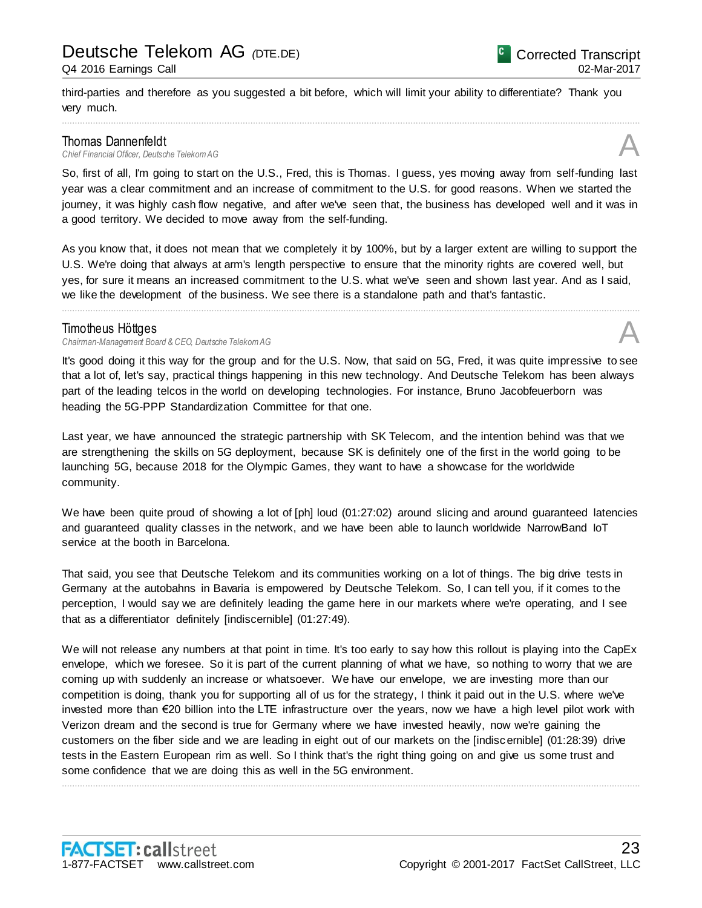third-parties and therefore as you suggested a bit before, which will limit your ability to differentiate? Thank you very much.

---

**Thomas Dannenfeldt**
*Chief Financial Officer, Deutsche Telekom AG*

A

So, first of all, I'm going to start on the U.S., Fred, this is Thomas. I guess, yes moving away from self-funding last year was a clear commitment and an increase of commitment to the U.S. for good reasons. When we started the journey, it was highly cash flow negative, and after we've seen that, the business has developed well and it was in a good territory. We decided to move away from the self-funding.

As you know that, it does not mean that we completely it by 100%, but by a larger extent are willing to support the U.S. We're doing that always at arm's length perspective to ensure that the minority rights are covered well, but yes, for sure it means an increased commitment to the U.S. what we've seen and shown last year. And as I said, we like the development of the business. We see there is a standalone path and that's fantastic.

---

**Timotheus Höttges**
*Chairman-Management Board & CEO, Deutsche Telekom AG*

A

It's good doing it this way for the group and for the U.S. Now, that said on 5G, Fred, it was quite impressive to see that a lot of, let's say, practical things happening in this new technology. And Deutsche Telekom has been always part of the leading telcos in the world on developing technologies. For instance, Bruno Jacobfeuerborn was heading the 5G-PPP Standardization Committee for that one.

Last year, we have announced the strategic partnership with SK Telecom, and the intention behind was that we are strengthening the skills on 5G deployment, because SK is definitely one of the first in the world going to be launching 5G, because 2018 for the Olympic Games, they want to have a showcase for the worldwide community.

We have been quite proud of showing a lot of [ph] loud (01:27:02) around slicing and around guaranteed latencies and guaranteed quality classes in the network, and we have been able to launch worldwide NarrowBand IoT service at the booth in Barcelona.

That said, you see that Deutsche Telekom and its communities working on a lot of things. The big drive tests in Germany at the autobahns in Bavaria is empowered by Deutsche Telekom. So, I can tell you, if it comes to the perception, I would say we are definitely leading the game here in our markets where we're operating, and I see that as a differentiator definitely [indiscernible] (01:27:49).

We will not release any numbers at that point in time. It's too early to say how this rollout is playing into the CapEx envelope, which we foresee. So it is part of the current planning of what we have, so nothing to worry that we are coming up with suddenly an increase or whatsoever. We have our envelope, we are investing more than our competition is doing, thank you for supporting all of us for the strategy, I think it paid out in the U.S. where we've invested more than €20 billion into the LTE infrastructure over the years, now we have a high level pilot work with Verizon dream and the second is true for Germany where we have invested heavily, now we're gaining the customers on the fiber side and we are leading in eight out of our markets on the [indiscernible] (01:28:39) drive tests in the Eastern European rim as well. So I think that's the right thing going on and give us some trust and some confidence that we are doing this as well in the 5G environment.

---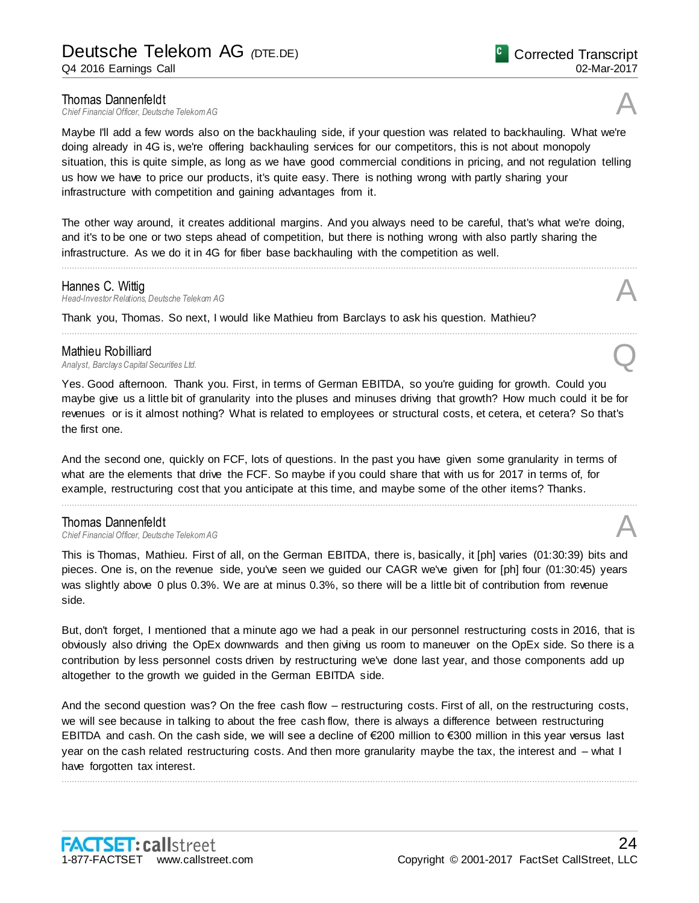**Thomas Dannenfeldt**
*Chief Financial Officer, Deutsche Telekom AG*

A

Maybe I'll add a few words also on the backhauling side, if your question was related to backhauling. What we're doing already in 4G is, we're offering backhauling services for our competitors, this is not about monopoly situation, this is quite simple, as long as we have good commercial conditions in pricing, and not regulation telling us how we have to price our products, it's quite easy. There is nothing wrong with partly sharing your infrastructure with competition and gaining advantages from it.

The other way around, it creates additional margins. And you always need to be careful, that's what we're doing, and it's to be one or two steps ahead of competition, but there is nothing wrong with also partly sharing the infrastructure. As we do it in 4G for fiber base backhauling with the competition as well.

---

**Hannes C. Wittig**
*Head-Investor Relations, Deutsche Telekom AG*

A

Thank you, Thomas. So next, I would like Mathieu from Barclays to ask his question. Mathieu?

---

**Mathieu Robilliard**
*Analyst, Barclays Capital Securities Ltd.*

Q

Yes. Good afternoon. Thank you. First, in terms of German EBITDA, so you're guiding for growth. Could you maybe give us a little bit of granularity into the pluses and minuses driving that growth? How much could it be for revenues or is it almost nothing? What is related to employees or structural costs, et cetera, et cetera? So that's the first one.

And the second one, quickly on FCF, lots of questions. In the past you have given some granularity in terms of what are the elements that drive the FCF. So maybe if you could share that with us for 2017 in terms of, for example, restructuring cost that you anticipate at this time, and maybe some of the other items? Thanks.

---

**Thomas Dannenfeldt**
*Chief Financial Officer, Deutsche Telekom AG*

A

This is Thomas, Mathieu. First of all, on the German EBITDA, there is, basically, it [ph] varies (01:30:39) bits and pieces. One is, on the revenue side, you've seen we guided our CAGR we've given for [ph] four (01:30:45) years was slightly above 0 plus 0.3%. We are at minus 0.3%, so there will be a little bit of contribution from revenue side.

But, don't forget, I mentioned that a minute ago we had a peak in our personnel restructuring costs in 2016, that is obviously also driving the OpEx downwards and then giving us room to maneuver on the OpEx side. So there is a contribution by less personnel costs driven by restructuring we've done last year, and those components add up altogether to the growth we guided in the German EBITDA side.

And the second question was? On the free cash flow – restructuring costs. First of all, on the restructuring costs, we will see because in talking to about the free cash flow, there is always a difference between restructuring EBITDA and cash. On the cash side, we will see a decline of €200 million to €300 million in this year versus last year on the cash related restructuring costs. And then more granularity maybe the tax, the interest and – what I have forgotten tax interest.

---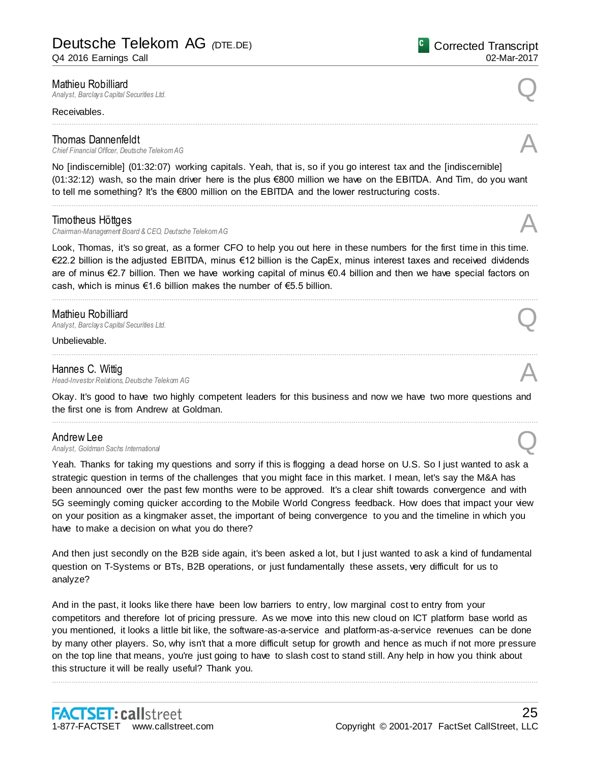**Mathieu Robilliard**
*Analyst, Barclays Capital Securities Ltd.*

Q

Receivables.

---

**Thomas Dannenfeldt**
*Chief Financial Officer, Deutsche Telekom AG*

A

No [indiscernible] (01:32:07) working capitals. Yeah, that is, so if you go interest tax and the [indiscernible] (01:32:12) wash, so the main driver here is the plus €800 million we have on the EBITDA. And Tim, do you want to tell me something? It's the €800 million on the EBITDA and the lower restructuring costs.

---

**Timotheus Höttges**
*Chairman-Management Board & CEO, Deutsche Telekom AG*

A

Look, Thomas, it's so great, as a former CFO to help you out here in these numbers for the first time in this time. €22.2 billion is the adjusted EBITDA, minus €12 billion is the CapEx, minus interest taxes and received dividends are of minus €2.7 billion. Then we have working capital of minus €0.4 billion and then we have special factors on cash, which is minus €1.6 billion makes the number of €5.5 billion.

---

**Mathieu Robilliard**
*Analyst, Barclays Capital Securities Ltd.*

Q

Unbelievable.

---

**Hannes C. Wittig**
*Head-Investor Relations, Deutsche Telekom AG*

A

Okay. It's good to have two highly competent leaders for this business and now we have two more questions and the first one is from Andrew at Goldman.

---

**Andrew Lee**
*Analyst, Goldman Sachs International*

Q

Yeah. Thanks for taking my questions and sorry if this is flogging a dead horse on U.S. So I just wanted to ask a strategic question in terms of the challenges that you might face in this market. I mean, let's say the M&A has been announced over the past few months were to be approved. It's a clear shift towards convergence and with 5G seemingly coming quicker according to the Mobile World Congress feedback. How does that impact your view on your position as a kingmaker asset, the important of being convergence to you and the timeline in which you have to make a decision on what you do there?

And then just secondly on the B2B side again, it's been asked a lot, but I just wanted to ask a kind of fundamental question on T-Systems or BTs, B2B operations, or just fundamentally these assets, very difficult for us to analyze?

And in the past, it looks like there have been low barriers to entry, low marginal cost to entry from your competitors and therefore lot of pricing pressure. As we move into this new cloud on ICT platform base world as you mentioned, it looks a little bit like, the software-as-a-service and platform-as-a-service revenues can be done by many other players. So, why isn't that a more difficult setup for growth and hence as much if not more pressure on the top line that means, you're just going to have to slash cost to stand still. Any help in how you think about this structure it will be really useful? Thank you.

---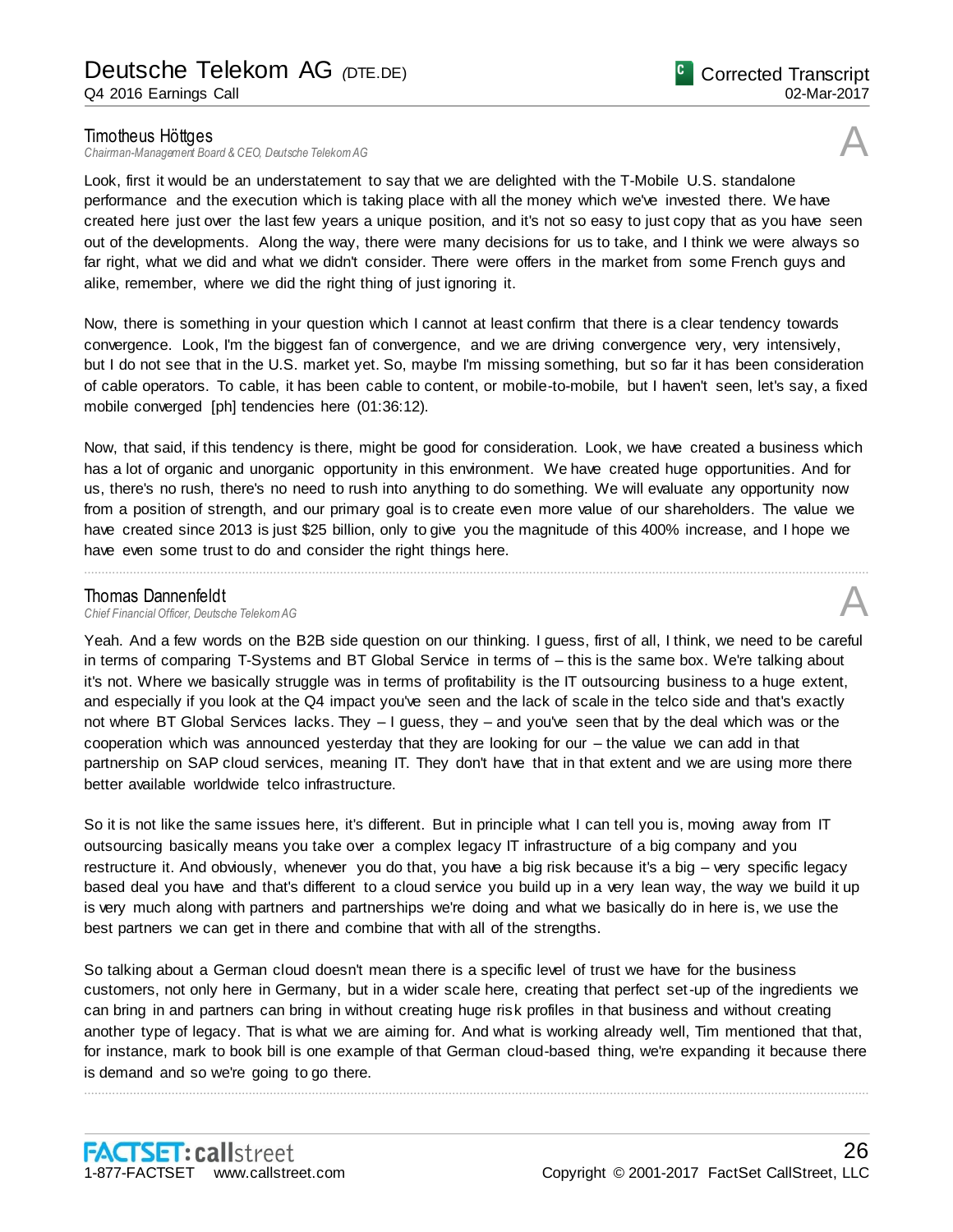**Timotheus Höttges**
*Chairman-Management Board & CEO, Deutsche Telekom AG*

A

Look, first it would be an understatement to say that we are delighted with the T-Mobile U.S. standalone performance and the execution which is taking place with all the money which we've invested there. We have created here just over the last few years a unique position, and it's not so easy to just copy that as you have seen out of the developments. Along the way, there were many decisions for us to take, and I think we were always so far right, what we did and what we didn't consider. There were offers in the market from some French guys and alike, remember, where we did the right thing of just ignoring it.

Now, there is something in your question which I cannot at least confirm that there is a clear tendency towards convergence. Look, I'm the biggest fan of convergence, and we are driving convergence very, very intensively, but I do not see that in the U.S. market yet. So, maybe I'm missing something, but so far it has been consideration of cable operators. To cable, it has been cable to content, or mobile-to-mobile, but I haven't seen, let's say, a fixed mobile converged [ph] tendencies here (01:36:12).

Now, that said, if this tendency is there, might be good for consideration. Look, we have created a business which has a lot of organic and unorganic opportunity in this environment. We have created huge opportunities. And for us, there's no rush, there's no need to rush into anything to do something. We will evaluate any opportunity now from a position of strength, and our primary goal is to create even more value of our shareholders. The value we have created since 2013 is just $25 billion, only to give you the magnitude of this 400% increase, and I hope we have even some trust to do and consider the right things here.

---

**Thomas Dannenfeldt**
*Chief Financial Officer, Deutsche Telekom AG*

A

Yeah. And a few words on the B2B side question on our thinking. I guess, first of all, I think, we need to be careful in terms of comparing T-Systems and BT Global Service in terms of – this is the same box. We're talking about it's not. Where we basically struggle was in terms of profitability is the IT outsourcing business to a huge extent, and especially if you look at the Q4 impact you've seen and the lack of scale in the telco side and that's exactly not where BT Global Services lacks. They – I guess, they – and you've seen that by the deal which was or the cooperation which was announced yesterday that they are looking for our – the value we can add in that partnership on SAP cloud services, meaning IT. They don't have that in that extent and we are using more there better available worldwide telco infrastructure.

So it is not like the same issues here, it's different. But in principle what I can tell you is, moving away from IT outsourcing basically means you take over a complex legacy IT infrastructure of a big company and you restructure it. And obviously, whenever you do that, you have a big risk because it's a big – very specific legacy based deal you have and that's different to a cloud service you build up in a very lean way, the way we build it up is very much along with partners and partnerships we're doing and what we basically do in here is, we use the best partners we can get in there and combine that with all of the strengths.

So talking about a German cloud doesn't mean there is a specific level of trust we have for the business customers, not only here in Germany, but in a wider scale here, creating that perfect set-up of the ingredients we can bring in and partners can bring in without creating huge risk profiles in that business and without creating another type of legacy. That is what we are aiming for. And what is working already well, Tim mentioned that that, for instance, mark to book bill is one example of that German cloud-based thing, we're expanding it because there is demand and so we're going to go there.

---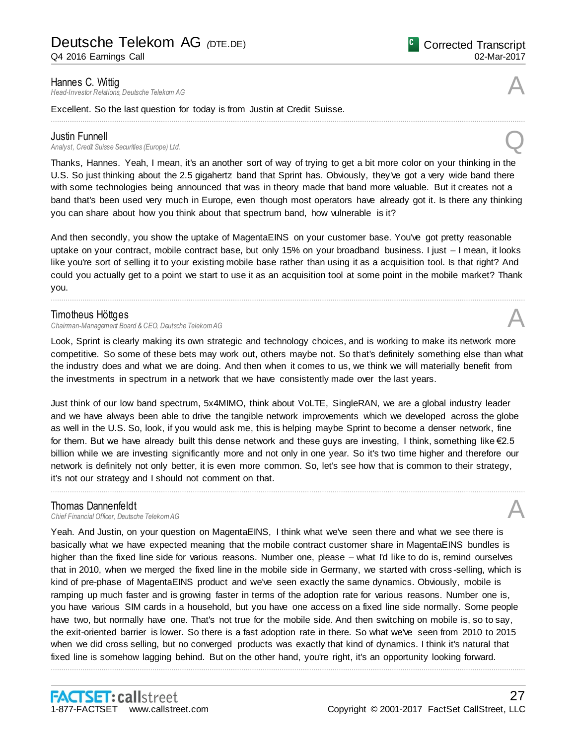**Hannes C. Wittig**
*Head-Investor Relations, Deutsche Telekom AG*

A

Excellent. So the last question for today is from Justin at Credit Suisse.

---

**Justin Funnell**
*Analyst, Credit Suisse Securities (Europe) Ltd.*

Q

Thanks, Hannes. Yeah, I mean, it's an another sort of way of trying to get a bit more color on your thinking in the U.S. So just thinking about the 2.5 gigahertz band that Sprint has. Obviously, they've got a very wide band there with some technologies being announced that was in theory made that band more valuable. But it creates not a band that's been used very much in Europe, even though most operators have already got it. Is there any thinking you can share about how you think about that spectrum band, how vulnerable is it?

And then secondly, you show the uptake of MagentaEINS on your customer base. You've got pretty reasonable uptake on your contract, mobile contract base, but only 15% on your broadband business. I just – I mean, it looks like you're sort of selling it to your existing mobile base rather than using it as a acquisition tool. Is that right? And could you actually get to a point we start to use it as an acquisition tool at some point in the mobile market? Thank you.

---

**Timotheus Höttges**
*Chairman-Management Board & CEO, Deutsche Telekom AG*

A

Look, Sprint is clearly making its own strategic and technology choices, and is working to make its network more competitive. So some of these bets may work out, others maybe not. So that's definitely something else than what the industry does and what we are doing. And then when it comes to us, we think we will materially benefit from the investments in spectrum in a network that we have consistently made over the last years.

Just think of our low band spectrum, 5x4MIMO, think about VoLTE, SingleRAN, we are a global industry leader and we have always been able to drive the tangible network improvements which we developed across the globe as well in the U.S. So, look, if you would ask me, this is helping maybe Sprint to become a denser network, fine for them. But we have already built this dense network and these guys are investing, I think, something like €2.5 billion while we are investing significantly more and not only in one year. So it's two time higher and therefore our network is definitely not only better, it is even more common. So, let's see how that is common to their strategy, it's not our strategy and I should not comment on that.

---

**Thomas Dannenfeldt**
*Chief Financial Officer, Deutsche Telekom AG*

A

Yeah. And Justin, on your question on MagentaEINS, I think what we've seen there and what we see there is basically what we have expected meaning that the mobile contract customer share in MagentaEINS bundles is higher than the fixed line side for various reasons. Number one, please – what I'd like to do is, remind ourselves that in 2010, when we merged the fixed line in the mobile side in Germany, we started with cross-selling, which is kind of pre-phase of MagentaEINS product and we've seen exactly the same dynamics. Obviously, mobile is ramping up much faster and is growing faster in terms of the adoption rate for various reasons. Number one is, you have various SIM cards in a household, but you have one access on a fixed line side normally. Some people have two, but normally have one. That's not true for the mobile side. And then switching on mobile is, so to say, the exit-oriented barrier is lower. So there is a fast adoption rate in there. So what we've seen from 2010 to 2015 when we did cross selling, but no converged products was exactly that kind of dynamics. I think it's natural that fixed line is somehow lagging behind. But on the other hand, you're right, it's an opportunity looking forward.

---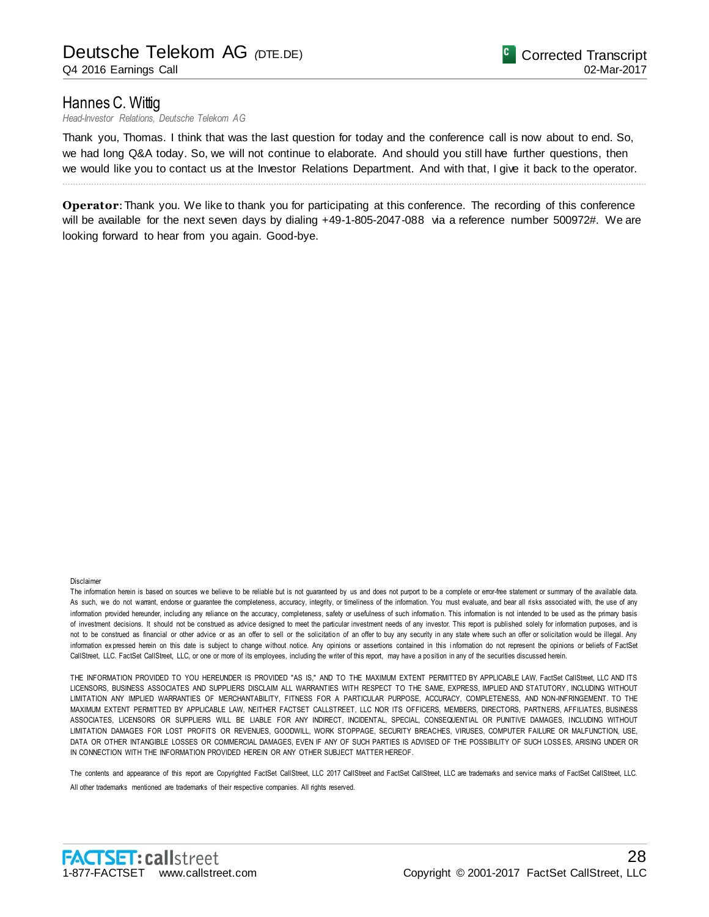## Hannes C. Wittig

*Head-Investor Relations, Deutsche Telekom AG*

Thank you, Thomas. I think that was the last question for today and the conference call is now about to end. So, we had long Q&A today. So, we will not continue to elaborate. And should you still have further questions, then we would like you to contact us at the Investor Relations Department. And with that, I give it back to the operator.

---

**Operator:** Thank you. We like to thank you for participating at this conference. The recording of this conference will be available for the next seven days by dialing +49-1-805-2047-088 via a reference number 500972#. We are looking forward to hear from you again. Good-bye.

Disclaimer

The information herein is based on sources we believe to be reliable but is not guaranteed by us and does not purport to be a complete or error-free statement or summary of the available data. As such, we do not warrant, endorse or guarantee the completeness, accuracy, integrity, or timeliness of the information. You must evaluate, and bear all risks associated with, the use of any information provided hereunder, including any reliance on the accuracy, completeness, safety or usefulness of such information. This information is not intended to be used as the primary basis of investment decisions. It should not be construed as advice designed to meet the particular investment needs of any investor. This report is published solely for information purposes, and is not to be construed as financial or other advice or as an offer to sell or the solicitation of an offer to buy any security in any state where such an offer or solicitation would be illegal. Any information expressed herein on this date is subject to change without notice. Any opinions or assertions contained in this information do not represent the opinions or beliefs of FactSet CallStreet, LLC. FactSet CallStreet, LLC, or one or more of its employees, including the writer of this report, may have a position in any of the securities discussed herein.

THE INFORMATION PROVIDED TO YOU HEREUNDER IS PROVIDED "AS IS," AND TO THE MAXIMUM EXTENT PERMITTED BY APPLICABLE LAW, FactSet CallStreet, LLC AND ITS LICENSORS, BUSINESS ASSOCIATES AND SUPPLIERS DISCLAIM ALL WARRANTIES WITH RESPECT TO THE SAME, EXPRESS, IMPLIED AND STATUTORY, INCLUDING WITHOUT LIMITATION ANY IMPLIED WARRANTIES OF MERCHANTABILITY, FITNESS FOR A PARTICULAR PURPOSE, ACCURACY, COMPLETENESS, AND NON-INFRINGEMENT. TO THE MAXIMUM EXTENT PERMITTED BY APPLICABLE LAW, NEITHER FACTSET CALLSTREET, LLC NOR ITS OFFICERS, MEMBERS, DIRECTORS, PARTNERS, AFFILIATES, BUSINESS ASSOCIATES, LICENSORS OR SUPPLIERS WILL BE LIABLE FOR ANY INDIRECT, INCIDENTAL, SPECIAL, CONSEQUENTIAL OR PUNITIVE DAMAGES, INCLUDING WITHOUT LIMITATION DAMAGES FOR LOST PROFITS OR REVENUES, GOODWILL, WORK STOPPAGE, SECURITY BREACHES, VIRUSES, COMPUTER FAILURE OR MALFUNCTION, USE, DATA OR OTHER INTANGIBLE LOSSES OR COMMERCIAL DAMAGES, EVEN IF ANY OF SUCH PARTIES IS ADVISED OF THE POSSIBILITY OF SUCH LOSSES, ARISING UNDER OR IN CONNECTION WITH THE INFORMATION PROVIDED HEREIN OR ANY OTHER SUBJECT MATTER HEREOF.

The contents and appearance of this report are Copyrighted FactSet CallStreet, LLC 2017 CallStreet and FactSet CallStreet, LLC are trademarks and service marks of FactSet CallStreet, LLC. All other trademarks mentioned are trademarks of their respective companies. All rights reserved.